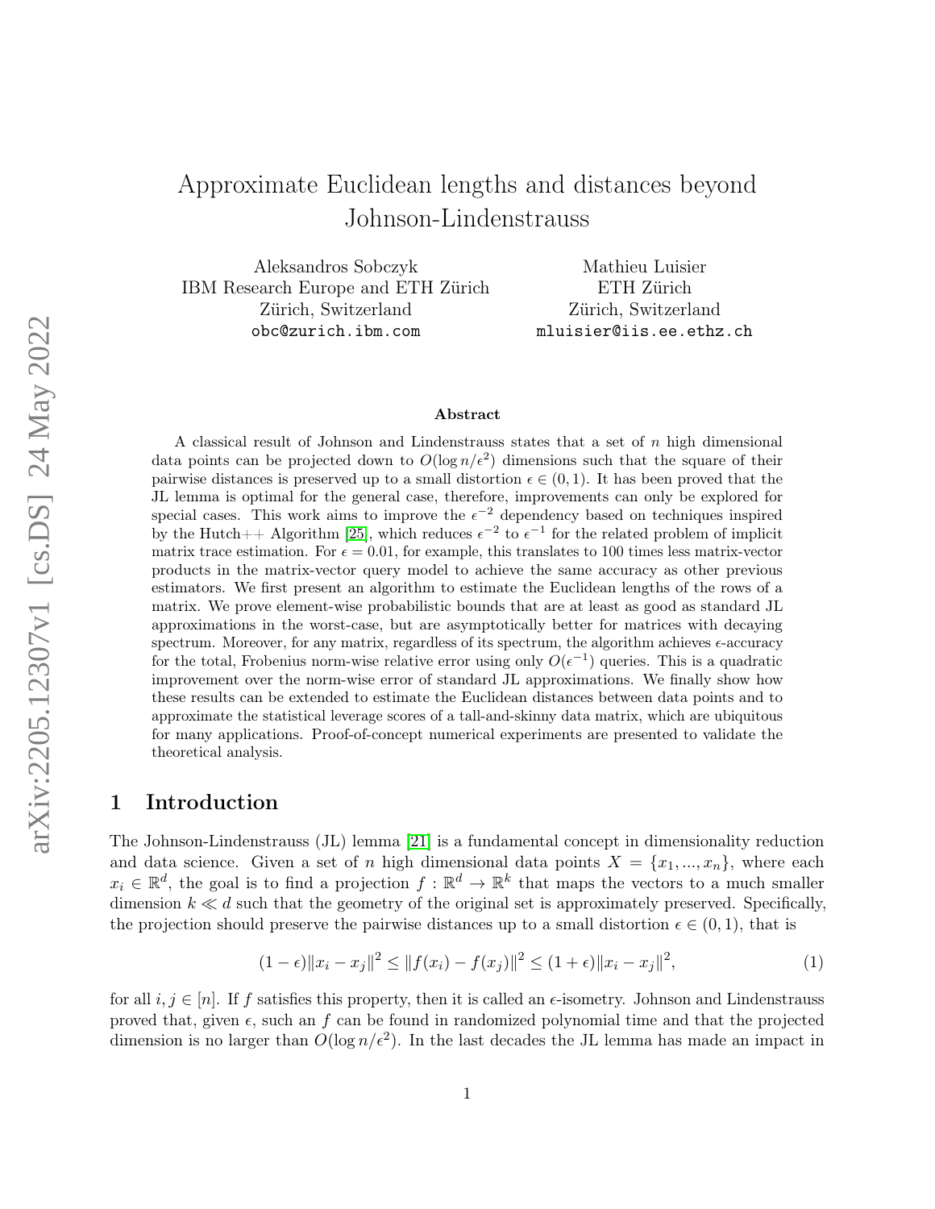# Approximate Euclidean lengths and distances beyond Johnson-Lindenstrauss

Aleksandros Sobczyk
IBM Research Europe and ETH Zürich
Zürich, Switzerland
obc@zurich.ibm.com

Mathieu Luisier
ETH Zürich
Zürich, Switzerland
mluisier@iis.ee.ethz.ch

### Abstract

A classical result of Johnson and Lindenstrauss states that a set of $n$ high dimensional data points can be projected down to $O(\log n/\epsilon^2)$ dimensions such that the square of their pairwise distances is preserved up to a small distortion $\epsilon \in (0, 1)$. It has been proved that the JL lemma is optimal for the general case, therefore, improvements can only be explored for special cases. This work aims to improve the $\epsilon^{-2}$ dependency based on techniques inspired by the Hutch++ Algorithm [25], which reduces $\epsilon^{-2}$ to $\epsilon^{-1}$ for the related problem of implicit matrix trace estimation. For $\epsilon = 0.01$, for example, this translates to 100 times less matrix-vector products in the matrix-vector query model to achieve the same accuracy as other previous estimators. We first present an algorithm to estimate the Euclidean lengths of the rows of a matrix. We prove element-wise probabilistic bounds that are at least as good as standard JL approximations in the worst-case, but are asymptotically better for matrices with decaying spectrum. Moreover, for any matrix, regardless of its spectrum, the algorithm achieves $\epsilon$-accuracy for the total, Frobenius norm-wise relative error using only $O(\epsilon^{-1})$ queries. This is a quadratic improvement over the norm-wise error of standard JL approximations. We finally show how these results can be extended to estimate the Euclidean distances between data points and to approximate the statistical leverage scores of a tall-and-skinny data matrix, which are ubiquitous for many applications. Proof-of-concept numerical experiments are presented to validate the theoretical analysis.

## 1 Introduction

The Johnson-Lindenstrauss (JL) lemma [21] is a fundamental concept in dimensionality reduction and data science. Given a set of $n$ high dimensional data points $X = \{x_1, ..., x_n\}$, where each $x_i \in \mathbb{R}^d$, the goal is to find a projection $f : \mathbb{R}^d \to \mathbb{R}^k$ that maps the vectors to a much smaller dimension $k \ll d$ such that the geometry of the original set is approximately preserved. Specifically, the projection should preserve the pairwise distances up to a small distortion $\epsilon \in (0, 1)$, that is

$$(1 - \epsilon)\|x_i - x_j\|^2 \leq \|f(x_i) - f(x_j)\|^2 \leq (1 + \epsilon)\|x_i - x_j\|^2, \tag{1}$$

for all $i, j \in [n]$. If $f$ satisfies this property, then it is called an $\epsilon$-isometry. Johnson and Lindenstrauss proved that, given $\epsilon$, such an $f$ can be found in randomized polynomial time and that the projected dimension is no larger than $O(\log n/\epsilon^2)$. In the last decades the JL lemma has made an impact in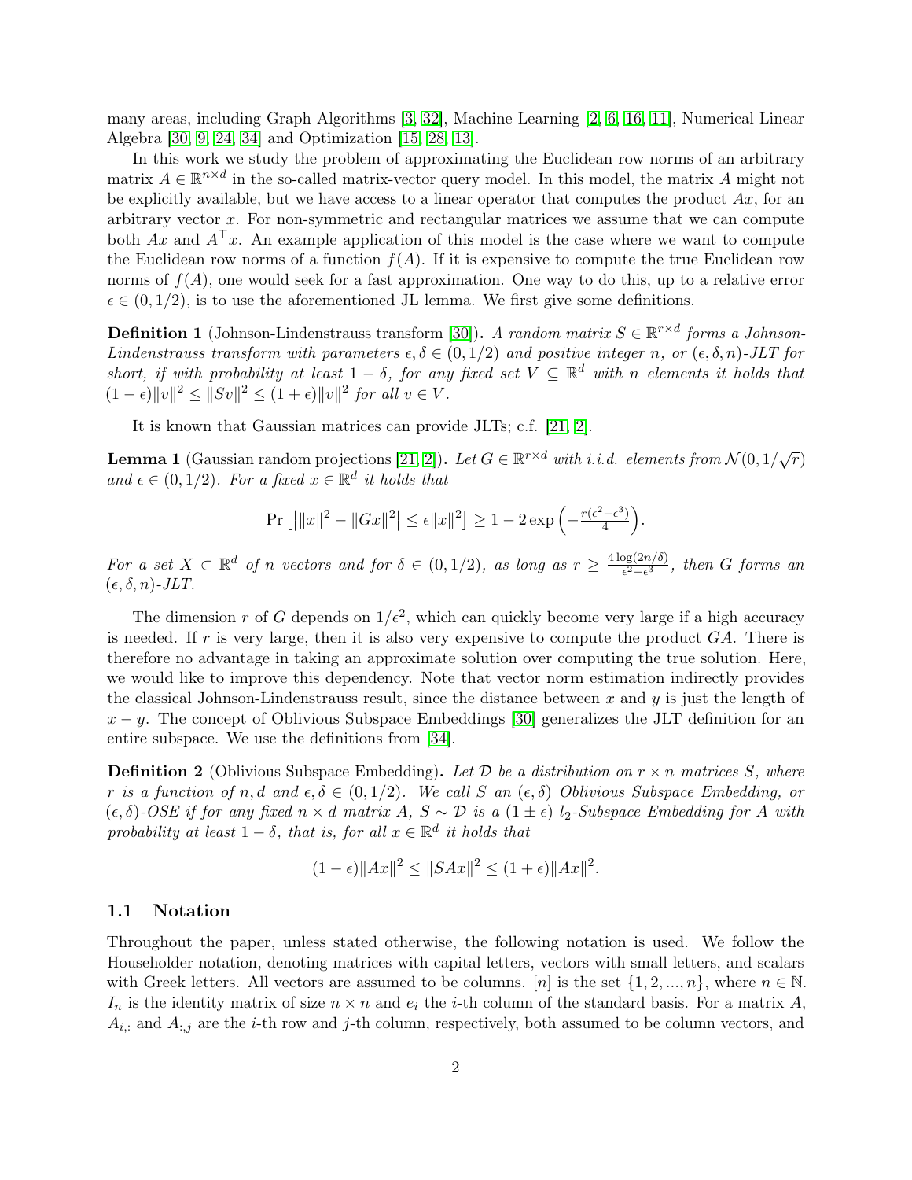many areas, including Graph Algorithms [3, 32], Machine Learning [2, 6, 16, 11], Numerical Linear Algebra [30, 9, 24, 34] and Optimization [15, 28, 13].

In this work we study the problem of approximating the Euclidean row norms of an arbitrary matrix $A \in \mathbb{R}^{n\times d}$ in the so-called matrix-vector query model. In this model, the matrix $A$ might not be explicitly available, but we have access to a linear operator that computes the product $Ax$, for an arbitrary vector $x$. For non-symmetric and rectangular matrices we assume that we can compute both $Ax$ and $A^\top x$. An example application of this model is the case where we want to compute the Euclidean row norms of a function $f(A)$. If it is expensive to compute the true Euclidean row norms of $f(A)$, one would seek for a fast approximation. One way to do this, up to a relative error $\epsilon \in (0, 1/2)$, is to use the aforementioned JL lemma. We first give some definitions.

**Definition 1** (Johnson-Lindenstrauss transform [30])**.** *A random matrix $S \in \mathbb{R}^{r\times d}$ forms a Johnson-Lindenstrauss transform with parameters $\epsilon, \delta \in (0, 1/2)$ and positive integer $n$, or $(\epsilon, \delta, n)$-JLT for short, if with probability at least $1 - \delta$, for any fixed set $V \subseteq \mathbb{R}^d$ with $n$ elements it holds that $(1 - \epsilon)\|v\|^2 \leq \|Sv\|^2 \leq (1 + \epsilon)\|v\|^2$ for all $v \in V$.*

It is known that Gaussian matrices can provide JLTs; c.f. [21, 2].

**Lemma 1** (Gaussian random projections [21, 2])**.** *Let $G \in \mathbb{R}^{r\times d}$ with i.i.d. elements from $\mathcal{N}(0, 1/\sqrt{r})$ and $\epsilon \in (0, 1/2)$. For a fixed $x \in \mathbb{R}^d$ it holds that*

$$\Pr\left[\left|\|x\|^2 - \|Gx\|^2\right| \leq \epsilon\|x\|^2\right] \geq 1 - 2\exp\left(-\tfrac{r(\epsilon^2-\epsilon^3)}{4}\right).$$

*For a set $X \subset \mathbb{R}^d$ of $n$ vectors and for $\delta \in (0, 1/2)$, as long as $r \geq \frac{4\log(2n/\delta)}{\epsilon^2-\epsilon^3}$, then $G$ forms an $(\epsilon, \delta, n)$-JLT.*

The dimension $r$ of $G$ depends on $1/\epsilon^2$, which can quickly become very large if a high accuracy is needed. If $r$ is very large, then it is also very expensive to compute the product $GA$. There is therefore no advantage in taking an approximate solution over computing the true solution. Here, we would like to improve this dependency. Note that vector norm estimation indirectly provides the classical Johnson-Lindenstrauss result, since the distance between $x$ and $y$ is just the length of $x - y$. The concept of Oblivious Subspace Embeddings [30] generalizes the JLT definition for an entire subspace. We use the definitions from [34].

**Definition 2** (Oblivious Subspace Embedding)**.** *Let $\mathcal{D}$ be a distribution on $r \times n$ matrices $S$, where $r$ is a function of $n, d$ and $\epsilon, \delta \in (0, 1/2)$. We call $S$ an $(\epsilon, \delta)$ Oblivious Subspace Embedding, or $(\epsilon, \delta)$-OSE if for any fixed $n \times d$ matrix $A$, $S \sim \mathcal{D}$ is a $(1 \pm \epsilon)$ $l_2$-Subspace Embedding for $A$ with probability at least $1 - \delta$, that is, for all $x \in \mathbb{R}^d$ it holds that*

$$(1 - \epsilon)\|Ax\|^2 \leq \|SAx\|^2 \leq (1 + \epsilon)\|Ax\|^2.$$

## 1.1 Notation

Throughout the paper, unless stated otherwise, the following notation is used. We follow the Householder notation, denoting matrices with capital letters, vectors with small letters, and scalars with Greek letters. All vectors are assumed to be columns. $[n]$ is the set $\{1, 2, ..., n\}$, where $n \in \mathbb{N}$. $I_n$ is the identity matrix of size $n \times n$ and $e_i$ the $i$-th column of the standard basis. For a matrix $A$, $A_{i,:}$ and $A_{:,j}$ are the $i$-th row and $j$-th column, respectively, both assumed to be column vectors, and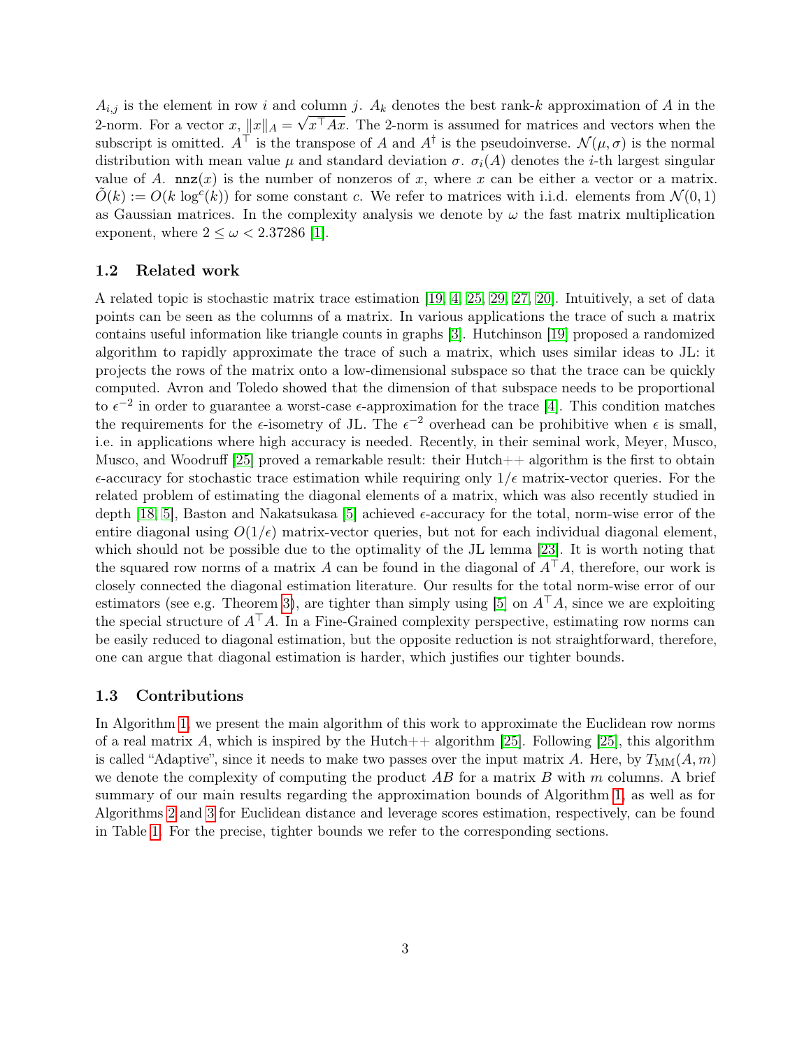$A_{i,j}$ is the element in row $i$ and column $j$. $A_k$ denotes the best rank-$k$ approximation of $A$ in the 2-norm. For a vector $x$, $\|x\|_A = \sqrt{x^\top Ax}$. The 2-norm is assumed for matrices and vectors when the subscript is omitted. $A^\top$ is the transpose of $A$ and $A^\dagger$ is the pseudoinverse. $\mathcal{N}(\mu, \sigma)$ is the normal distribution with mean value $\mu$ and standard deviation $\sigma$. $\sigma_i(A)$ denotes the $i$-th largest singular value of $A$. $\texttt{nnz}(x)$ is the number of nonzeros of $x$, where $x$ can be either a vector or a matrix. $\tilde{O}(k) := O(k \log^c(k))$ for some constant $c$. We refer to matrices with i.i.d. elements from $\mathcal{N}(0, 1)$ as Gaussian matrices. In the complexity analysis we denote by $\omega$ the fast matrix multiplication exponent, where $2 \leq \omega < 2.37286$ [1].

### 1.2 Related work

A related topic is stochastic matrix trace estimation [19, 4, 25, 29, 27, 20]. Intuitively, a set of data points can be seen as the columns of a matrix. In various applications the trace of such a matrix contains useful information like triangle counts in graphs [3]. Hutchinson [19] proposed a randomized algorithm to rapidly approximate the trace of such a matrix, which uses similar ideas to JL: it projects the rows of the matrix onto a low-dimensional subspace so that the trace can be quickly computed. Avron and Toledo showed that the dimension of that subspace needs to be proportional to $\epsilon^{-2}$ in order to guarantee a worst-case $\epsilon$-approximation for the trace [4]. This condition matches the requirements for the $\epsilon$-isometry of JL. The $\epsilon^{-2}$ overhead can be prohibitive when $\epsilon$ is small, i.e. in applications where high accuracy is needed. Recently, in their seminal work, Meyer, Musco, Musco, and Woodruff [25] proved a remarkable result: their Hutch++ algorithm is the first to obtain $\epsilon$-accuracy for stochastic trace estimation while requiring only $1/\epsilon$ matrix-vector queries. For the related problem of estimating the diagonal elements of a matrix, which was also recently studied in depth [18, 5], Baston and Nakatsukasa [5] achieved $\epsilon$-accuracy for the total, norm-wise error of the entire diagonal using $O(1/\epsilon)$ matrix-vector queries, but not for each individual diagonal element, which should not be possible due to the optimality of the JL lemma [23]. It is worth noting that the squared row norms of a matrix $A$ can be found in the diagonal of $A^\top A$, therefore, our work is closely connected the diagonal estimation literature. Our results for the total norm-wise error of our estimators (see e.g. Theorem 3), are tighter than simply using [5] on $A^\top A$, since we are exploiting the special structure of $A^\top A$. In a Fine-Grained complexity perspective, estimating row norms can be easily reduced to diagonal estimation, but the opposite reduction is not straightforward, therefore, one can argue that diagonal estimation is harder, which justifies our tighter bounds.

### 1.3 Contributions

In Algorithm 1, we present the main algorithm of this work to approximate the Euclidean row norms of a real matrix $A$, which is inspired by the Hutch++ algorithm [25]. Following [25], this algorithm is called "Adaptive", since it needs to make two passes over the input matrix $A$. Here, by $T_{\text{MM}}(A, m)$ we denote the complexity of computing the product $AB$ for a matrix $B$ with $m$ columns. A brief summary of our main results regarding the approximation bounds of Algorithm 1, as well as for Algorithms 2 and 3 for Euclidean distance and leverage scores estimation, respectively, can be found in Table 1. For the precise, tighter bounds we refer to the corresponding sections.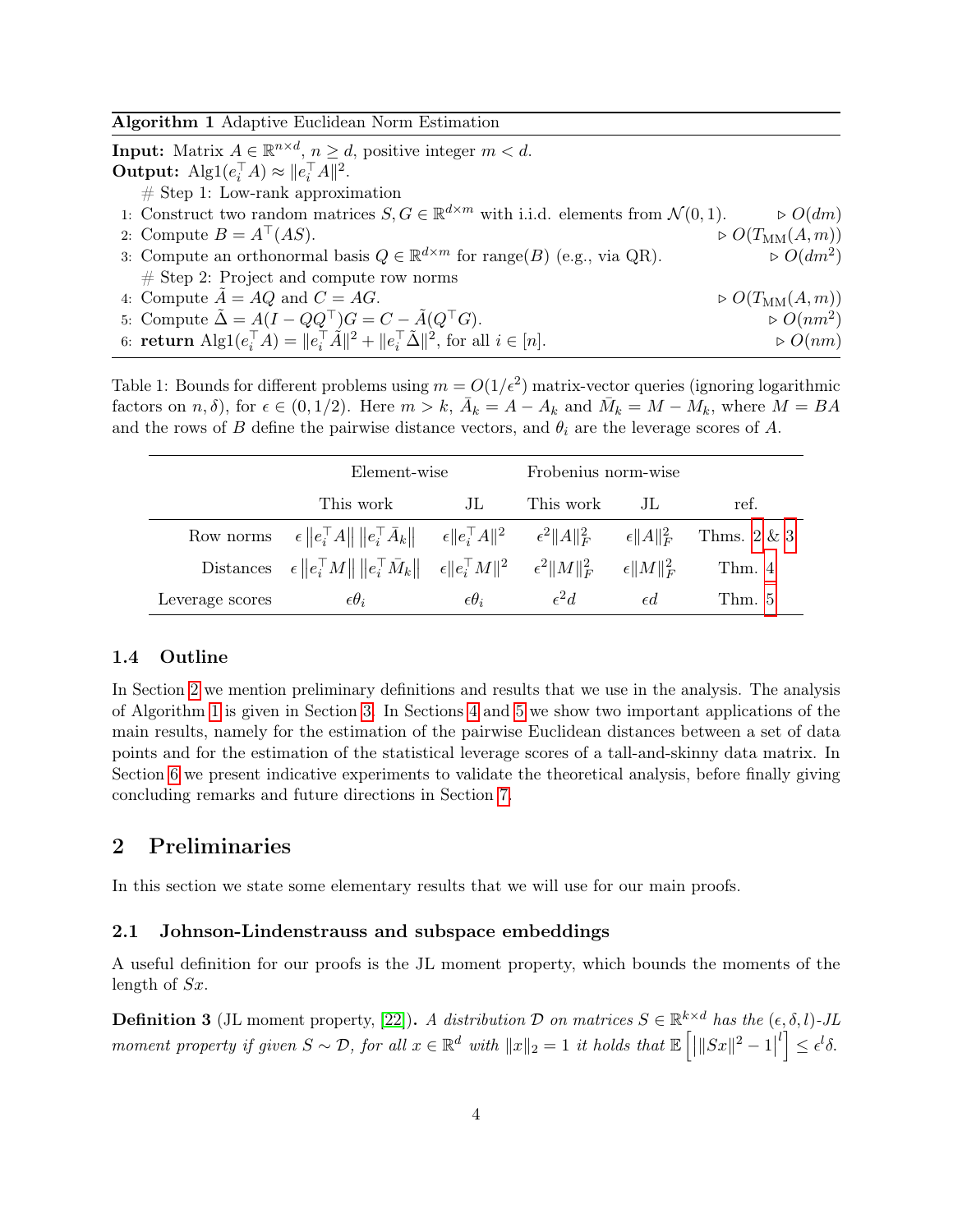**Algorithm 1** Adaptive Euclidean Norm Estimation

**Input:** Matrix $A \in \mathbb{R}^{n\times d}$, $n \geq d$, positive integer $m < d$.
**Output:** $\text{Alg1}(e_i^\top A) \approx \|e_i^\top A\|^2$.

\# Step 1: Low-rank approximation

1: Construct two random matrices $S, G \in \mathbb{R}^{d\times m}$ with i.i.d. elements from $\mathcal{N}(0,1)$. ▷ $O(dm)$
2: Compute $B = A^\top(AS)$. ▷ $O(T_{\text{MM}}(A,m))$
3: Compute an orthonormal basis $Q \in \mathbb{R}^{d\times m}$ for range$(B)$ (e.g., via QR). ▷ $O(dm^2)$

\# Step 2: Project and compute row norms

4: Compute $\tilde{A} = AQ$ and $C = AG$. ▷ $O(T_{\text{MM}}(A,m))$
5: Compute $\tilde{\Delta} = A(I - QQ^\top)G = C - \tilde{A}(Q^\top G)$. ▷ $O(nm^2)$
6: **return** $\text{Alg1}(e_i^\top A) = \|e_i^\top \tilde{A}\|^2 + \|e_i^\top \tilde{\Delta}\|^2$, for all $i \in [n]$. ▷ $O(nm)$

Table 1: Bounds for different problems using $m = O(1/\epsilon^2)$ matrix-vector queries (ignoring logarithmic factors on $n, \delta$), for $\epsilon \in (0, 1/2)$. Here $m > k$, $\bar{A}_k = A - A_k$ and $\bar{M}_k = M - M_k$, where $M = BA$ and the rows of $B$ define the pairwise distance vectors, and $\theta_i$ are the leverage scores of $A$.

| | Element-wise | | Frobenius norm-wise | | |
|---|---|---|---|---|---|
| | This work | JL | This work | JL | ref. |
| Row norms | $\epsilon \left\|e_i^\top A\right\| \left\|e_i^\top \bar{A}_k\right\|$ | $\epsilon\|e_i^\top A\|^2$ | $\epsilon^2\|A\|_F^2$ | $\epsilon\|A\|_F^2$ | Thms. 2 & 3 |
| Distances | $\epsilon \left\|e_i^\top M\right\| \left\|e_i^\top \bar{M}_k\right\|$ | $\epsilon\|e_i^\top M\|^2$ | $\epsilon^2\|M\|_F^2$ | $\epsilon\|M\|_F^2$ | Thm. 4 |
| Leverage scores | $\epsilon\theta_i$ | $\epsilon\theta_i$ | $\epsilon^2 d$ | $\epsilon d$ | Thm. 5 |

### 1.4 Outline

In Section 2 we mention preliminary definitions and results that we use in the analysis. The analysis of Algorithm 1 is given in Section 3. In Sections 4 and 5 we show two important applications of the main results, namely for the estimation of the pairwise Euclidean distances between a set of data points and for the estimation of the statistical leverage scores of a tall-and-skinny data matrix. In Section 6 we present indicative experiments to validate the theoretical analysis, before finally giving concluding remarks and future directions in Section 7.

## 2 Preliminaries

In this section we state some elementary results that we will use for our main proofs.

### 2.1 Johnson-Lindenstrauss and subspace embeddings

A useful definition for our proofs is the JL moment property, which bounds the moments of the length of $Sx$.

**Definition 3** (JL moment property, [22])**.** *A distribution $\mathcal{D}$ on matrices $S \in \mathbb{R}^{k\times d}$ has the $(\epsilon, \delta, l)$-JL moment property if given $S \sim \mathcal{D}$, for all $x \in \mathbb{R}^d$ with $\|x\|_2 = 1$ it holds that $\mathbb{E}\left[\left|\|Sx\|^2 - 1\right|^l\right] \leq \epsilon^l \delta$.*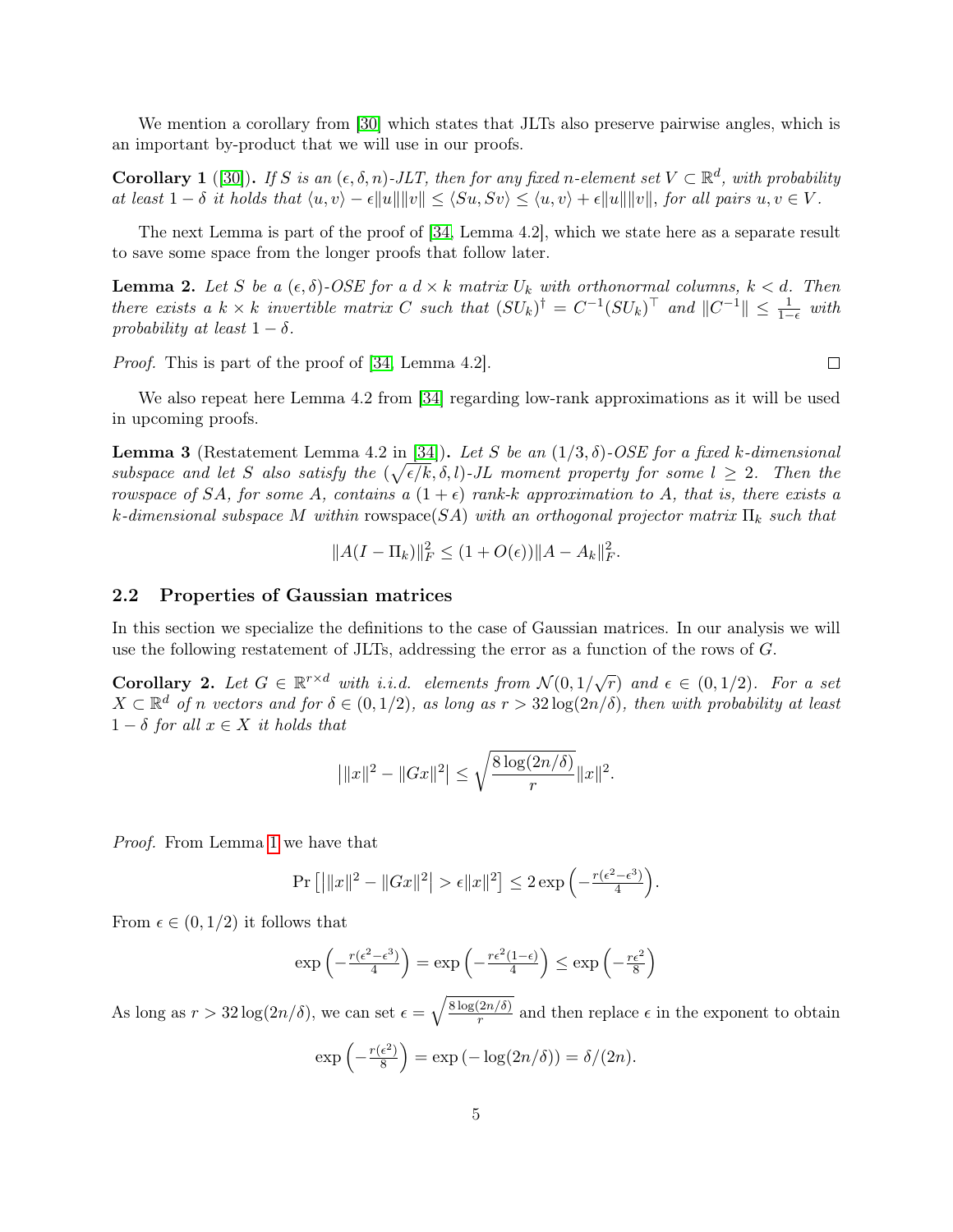We mention a corollary from [30] which states that JLTs also preserve pairwise angles, which is an important by-product that we will use in our proofs.

**Corollary 1** ([30])**.** *If $S$ is an $(\epsilon, \delta, n)$-JLT, then for any fixed $n$-element set $V \subset \mathbb{R}^d$, with probability at least $1 - \delta$ it holds that $\langle u, v\rangle - \epsilon\|u\|\|v\| \leq \langle Su, Sv\rangle \leq \langle u, v\rangle + \epsilon\|u\|\|v\|$, for all pairs $u, v \in V$.*

The next Lemma is part of the proof of [34, Lemma 4.2], which we state here as a separate result to save some space from the longer proofs that follow later.

**Lemma 2.** *Let $S$ be a $(\epsilon, \delta)$-OSE for a $d \times k$ matrix $U_k$ with orthonormal columns, $k < d$. Then there exists a $k \times k$ invertible matrix $C$ such that $(SU_k)^\dagger = C^{-1}(SU_k)^\top$ and $\|C^{-1}\| \leq \frac{1}{1-\epsilon}$ with probability at least $1 - \delta$.*

*Proof.* This is part of the proof of [34, Lemma 4.2]. □

We also repeat here Lemma 4.2 from [34] regarding low-rank approximations as it will be used in upcoming proofs.

**Lemma 3** (Restatement Lemma 4.2 in [34])**.** *Let $S$ be an $(1/3, \delta)$-OSE for a fixed $k$-dimensional subspace and let $S$ also satisfy the $(\sqrt{\epsilon/k}, \delta, l)$-JL moment property for some $l \geq 2$. Then the rowspace of $SA$, for some $A$, contains a $(1+\epsilon)$ rank-$k$ approximation to $A$, that is, there exists a $k$-dimensional subspace $M$ within* rowspace$(SA)$ *with an orthogonal projector matrix $\Pi_k$ such that*

$$\|A(I - \Pi_k)\|_F^2 \leq (1 + O(\epsilon))\|A - A_k\|_F^2.$$

## 2.2 Properties of Gaussian matrices

In this section we specialize the definitions to the case of Gaussian matrices. In our analysis we will use the following restatement of JLTs, addressing the error as a function of the rows of $G$.

**Corollary 2.** *Let $G \in \mathbb{R}^{r \times d}$ with i.i.d. elements from $\mathcal{N}(0, 1/\sqrt{r})$ and $\epsilon \in (0, 1/2)$. For a set $X \subset \mathbb{R}^d$ of $n$ vectors and for $\delta \in (0, 1/2)$, as long as $r > 32\log(2n/\delta)$, then with probability at least $1 - \delta$ for all $x \in X$ it holds that*

$$\left|\|x\|^2 - \|Gx\|^2\right| \leq \sqrt{\frac{8\log(2n/\delta)}{r}}\|x\|^2.$$

*Proof.* From Lemma 1 we have that

$$\Pr\left[\left|\|x\|^2 - \|Gx\|^2\right| > \epsilon\|x\|^2\right] \leq 2\exp\left(-\tfrac{r(\epsilon^2-\epsilon^3)}{4}\right).$$

From $\epsilon \in (0, 1/2)$ it follows that

$$\exp\left(-\tfrac{r(\epsilon^2-\epsilon^3)}{4}\right) = \exp\left(-\tfrac{r\epsilon^2(1-\epsilon)}{4}\right) \leq \exp\left(-\tfrac{r\epsilon^2}{8}\right)$$

As long as $r > 32\log(2n/\delta)$, we can set $\epsilon = \sqrt{\frac{8\log(2n/\delta)}{r}}$ and then replace $\epsilon$ in the exponent to obtain

$$\exp\left(-\tfrac{r(\epsilon^2)}{8}\right) = \exp\left(-\log(2n/\delta)\right) = \delta/(2n).$$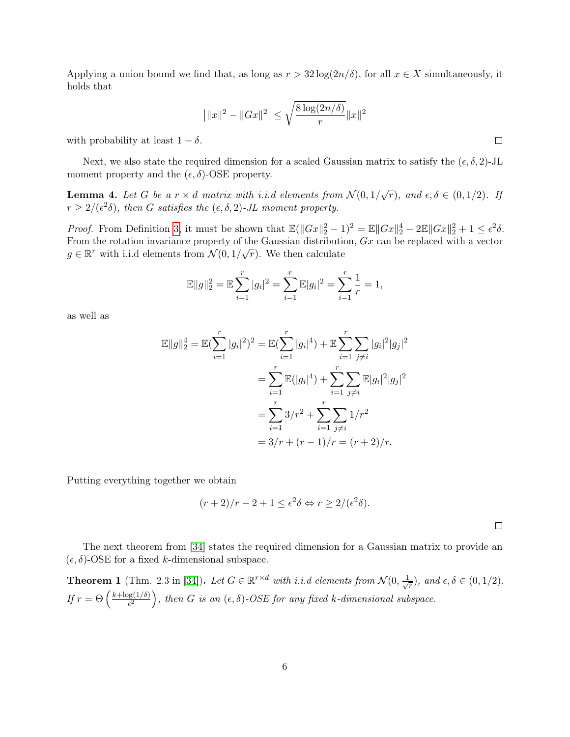Applying a union bound we find that, as long as $r > 32\log(2n/\delta)$, for all $x \in X$ simultaneously, it holds that

$$\left|\|x\|^2 - \|Gx\|^2\right| \le \sqrt{\frac{8\log(2n/\delta)}{r}}\|x\|^2$$

with probability at least $1-\delta$. □

Next, we also state the required dimension for a scaled Gaussian matrix to satisfy the $(\epsilon, \delta, 2)$-JL moment property and the $(\epsilon, \delta)$-OSE property.

**Lemma 4.** *Let $G$ be a $r \times d$ matrix with i.i.d elements from $\mathcal{N}(0, 1/\sqrt{r})$, and $\epsilon, \delta \in (0, 1/2)$. If $r \ge 2/(\epsilon^2\delta)$, then $G$ satisfies the $(\epsilon, \delta, 2)$-JL moment property.*

*Proof.* From Definition 3, it must be shown that $\mathbb{E}(\|Gx\|_2^2 - 1)^2 = \mathbb{E}\|Gx\|_2^4 - 2\mathbb{E}\|Gx\|_2^2 + 1 \le \epsilon^2\delta$. From the rotation invariance property of the Gaussian distribution, $Gx$ can be replaced with a vector $g \in \mathbb{R}^r$ with i.i.d elements from $\mathcal{N}(0, 1/\sqrt{r})$. We then calculate

$$\mathbb{E}\|g\|_2^2 = \mathbb{E}\sum_{i=1}^r |g_i|^2 = \sum_{i=1}^r \mathbb{E}|g_i|^2 = \sum_{i=1}^r \frac{1}{r} = 1,$$

as well as

$$\begin{aligned}
\mathbb{E}\|g\|_2^4 = \mathbb{E}(\sum_{i=1}^r |g_i|^2)^2 &= \mathbb{E}(\sum_{i=1}^r |g_i|^4) + \mathbb{E}\sum_{i=1}^r\sum_{j\ne i}|g_i|^2|g_j|^2 \\
&= \sum_{i=1}^r \mathbb{E}(|g_i|^4) + \sum_{i=1}^r\sum_{j\ne i}\mathbb{E}|g_i|^2|g_j|^2 \\
&= \sum_{i=1}^r 3/r^2 + \sum_{i=1}^r\sum_{j\ne i} 1/r^2 \\
&= 3/r + (r-1)/r = (r+2)/r.
\end{aligned}$$

Putting everything together we obtain

$$(r+2)/r - 2 + 1 \le \epsilon^2\delta \Leftrightarrow r \ge 2/(\epsilon^2\delta).$$

□

The next theorem from [34] states the required dimension for a Gaussian matrix to provide an $(\epsilon, \delta)$-OSE for a fixed $k$-dimensional subspace.

**Theorem 1** (Thm. 2.3 in [34])**.** *Let $G \in \mathbb{R}^{r\times d}$ with i.i.d elements from $\mathcal{N}(0, \frac{1}{\sqrt{r}})$, and $\epsilon, \delta \in (0, 1/2)$. If $r = \Theta\left(\frac{k+\log(1/\delta)}{\epsilon^2}\right)$, then $G$ is an $(\epsilon, \delta)$-OSE for any fixed $k$-dimensional subspace.*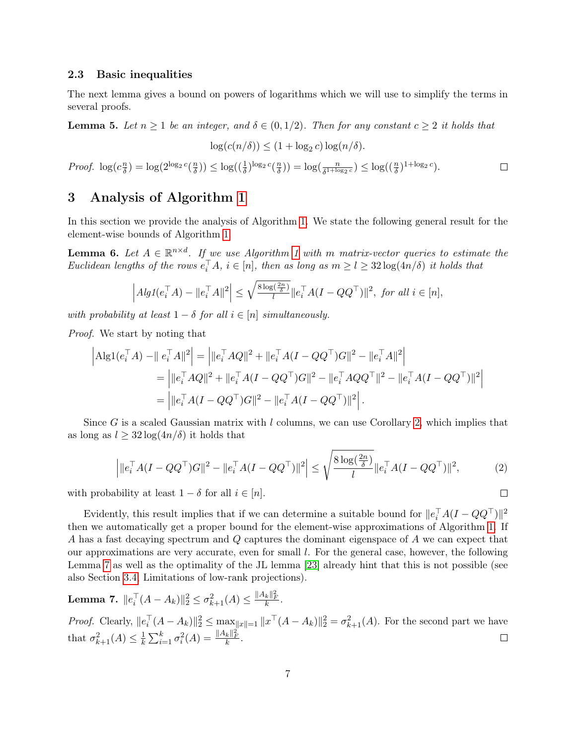### 2.3 Basic inequalities

The next lemma gives a bound on powers of logarithms which we will use to simplify the terms in several proofs.

**Lemma 5.** *Let $n \geq 1$ be an integer, and $\delta \in (0, 1/2)$. Then for any constant $c \geq 2$ it holds that*

$$\log(c(n/\delta)) \leq (1 + \log_2 c) \log(n/\delta).$$

*Proof.* $\log(c\frac{n}{\delta}) = \log(2^{\log_2 c}(\frac{n}{\delta})) \leq \log((\frac{1}{\delta})^{\log_2 c}(\frac{n}{\delta})) = \log(\frac{n}{\delta^{1+\log_2 c}}) \leq \log((\frac{n}{\delta})^{1+\log_2 c})$. □

## 3 Analysis of Algorithm 1

In this section we provide the analysis of Algorithm 1. We state the following general result for the element-wise bounds of Algorithm 1.

**Lemma 6.** *Let $A \in \mathbb{R}^{n \times d}$. If we use Algorithm 1 with $m$ matrix-vector queries to estimate the Euclidean lengths of the rows $e_i^\top A$, $i \in [n]$, then as long as $m \geq l \geq 32 \log(4n/\delta)$ it holds that*

$$\left| \text{Alg1}(e_i^\top A) - \|e_i^\top A\|^2 \right| \leq \sqrt{\frac{8 \log(\frac{2n}{\delta})}{l}} \|e_i^\top A(I - QQ^\top)\|^2, \text{ for all } i \in [n],$$

*with probability at least $1 - \delta$ for all $i \in [n]$ simultaneously.*

*Proof.* We start by noting that

$$\begin{aligned}
\left| \text{Alg1}(e_i^\top A) - \| e_i^\top A\|^2 \right| &= \left| \|e_i^\top AQ\|^2 + \|e_i^\top A(I - QQ^\top)G\|^2 - \|e_i^\top A\|^2 \right| \\
&= \left| \|e_i^\top AQ\|^2 + \|e_i^\top A(I - QQ^\top)G\|^2 - \|e_i^\top AQQ^\top\|^2 - \|e_i^\top A(I - QQ^\top)\|^2 \right| \\
&= \left| \|e_i^\top A(I - QQ^\top)G\|^2 - \|e_i^\top A(I - QQ^\top)\|^2 \right|.
\end{aligned}$$

Since $G$ is a scaled Gaussian matrix with $l$ columns, we can use Corollary 2, which implies that as long as $l \geq 32 \log(4n/\delta)$ it holds that

$$\left| \|e_i^\top A(I - QQ^\top)G\|^2 - \|e_i^\top A(I - QQ^\top)\|^2 \right| \leq \sqrt{\frac{8 \log(\frac{2n}{\delta})}{l}} \|e_i^\top A(I - QQ^\top)\|^2, \tag{2}$$

with probability at least $1 - \delta$ for all $i \in [n]$. □

Evidently, this result implies that if we can determine a suitable bound for $\|e_i^\top A(I - QQ^\top)\|^2$ then we automatically get a proper bound for the element-wise approximations of Algorithm 1. If $A$ has a fast decaying spectrum and $Q$ captures the dominant eigenspace of $A$ we can expect that our approximations are very accurate, even for small $l$. For the general case, however, the following Lemma 7 as well as the optimality of the JL lemma [23] already hint that this is not possible (see also Section 3.4 Limitations of low-rank projections).

**Lemma 7.** $\|e_i^\top (A - A_k)\|_2^2 \leq \sigma_{k+1}^2(A) \leq \frac{\|A_k\|_F^2}{k}$.

*Proof.* Clearly, $\|e_i^\top (A - A_k)\|_2^2 \leq \max_{\|x\|=1} \|x^\top (A - A_k)\|_2^2 = \sigma_{k+1}^2(A)$. For the second part we have that $\sigma_{k+1}^2(A) \leq \frac{1}{k}\sum_{i=1}^k \sigma_i^2(A) = \frac{\|A_k\|_F^2}{k}$. □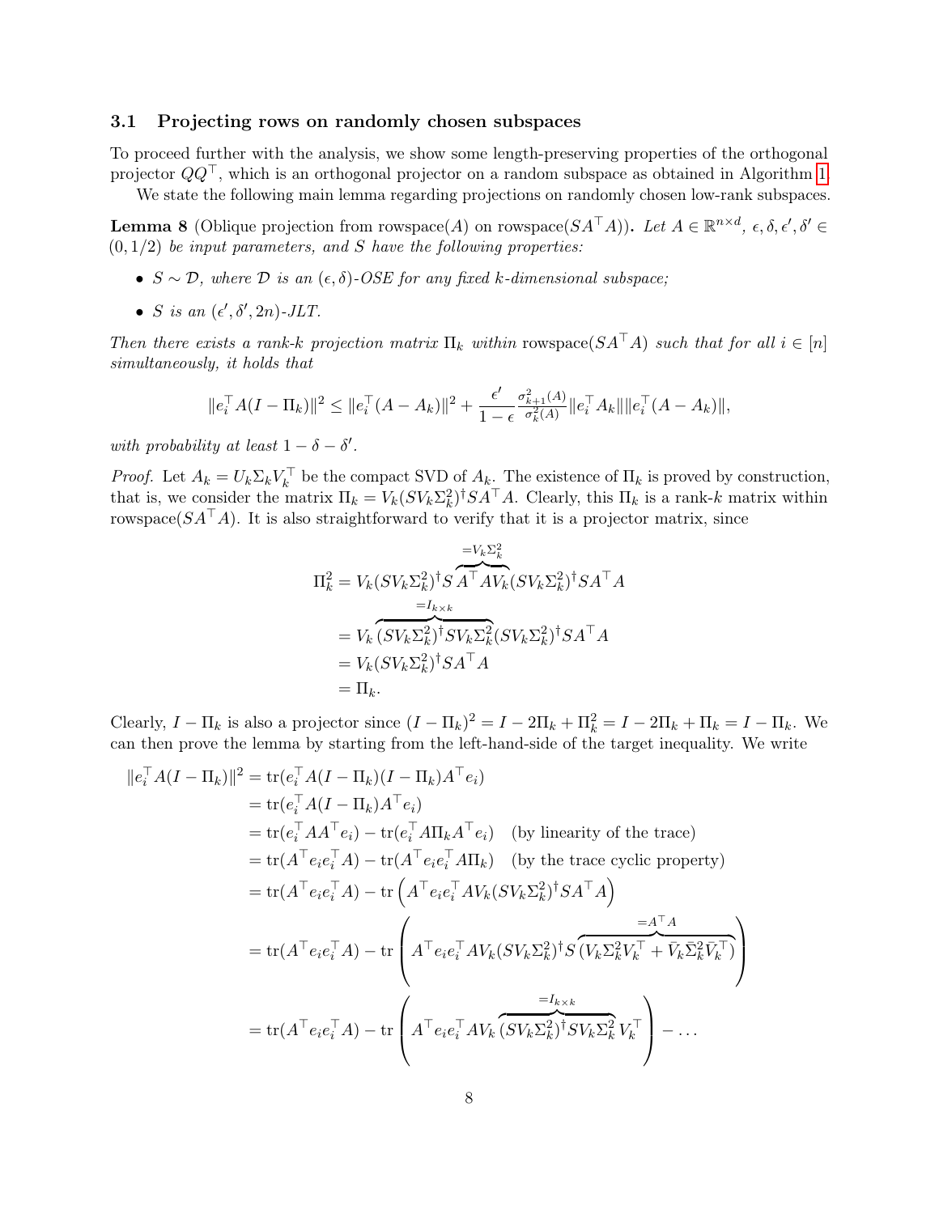### 3.1 Projecting rows on randomly chosen subspaces

To proceed further with the analysis, we show some length-preserving properties of the orthogonal projector $QQ^\top$, which is an orthogonal projector on a random subspace as obtained in Algorithm 1.

We state the following main lemma regarding projections on randomly chosen low-rank subspaces.

**Lemma 8** (Oblique projection from rowspace($A$) on rowspace($SA^\top A$))**.** *Let $A \in \mathbb{R}^{n\times d}$, $\epsilon, \delta, \epsilon', \delta' \in (0, 1/2)$ be input parameters, and $S$ have the following properties:*

- *$S \sim \mathcal{D}$, where $\mathcal{D}$ is an $(\epsilon, \delta)$-OSE for any fixed $k$-dimensional subspace;*
- *$S$ is an $(\epsilon', \delta', 2n)$-JLT.*

*Then there exists a rank-$k$ projection matrix $\Pi_k$ within* rowspace($SA^\top A$) *such that for all $i \in [n]$ simultaneously, it holds that*

$$\|e_i^\top A(I - \Pi_k)\|^2 \leq \|e_i^\top (A - A_k)\|^2 + \frac{\epsilon'}{1-\epsilon} \frac{\sigma_{k+1}^2(A)}{\sigma_k^2(A)} \|e_i^\top A_k\| \|e_i^\top (A - A_k)\|,$$

*with probability at least $1 - \delta - \delta'$.*

*Proof.* Let $A_k = U_k \Sigma_k V_k^\top$ be the compact SVD of $A_k$. The existence of $\Pi_k$ is proved by construction, that is, we consider the matrix $\Pi_k = V_k (SV_k\Sigma_k^2)^\dagger SA^\top A$. Clearly, this $\Pi_k$ is a rank-$k$ matrix within rowspace($SA^\top A$). It is also straightforward to verify that it is a projector matrix, since

$$\begin{aligned}
\Pi_k^2 &= V_k (SV_k\Sigma_k^2)^\dagger S \overbrace{A^\top A V_k}^{=V_k\Sigma_k^2} (SV_k\Sigma_k^2)^\dagger SA^\top A \\
&= V_k \overbrace{(SV_k\Sigma_k^2)^\dagger SV_k\Sigma_k^2}^{=I_{k\times k}} (SV_k\Sigma_k^2)^\dagger SA^\top A \\
&= V_k (SV_k\Sigma_k^2)^\dagger SA^\top A \\
&= \Pi_k.
\end{aligned}$$

Clearly, $I - \Pi_k$ is also a projector since $(I - \Pi_k)^2 = I - 2\Pi_k + \Pi_k^2 = I - 2\Pi_k + \Pi_k = I - \Pi_k$. We can then prove the lemma by starting from the left-hand-side of the target inequality. We write

$$\begin{aligned}
\|e_i^\top A(I - \Pi_k)\|^2 &= \operatorname{tr}(e_i^\top A(I - \Pi_k)(I - \Pi_k)A^\top e_i) \\
&= \operatorname{tr}(e_i^\top A(I - \Pi_k)A^\top e_i) \\
&= \operatorname{tr}(e_i^\top AA^\top e_i) - \operatorname{tr}(e_i^\top A\Pi_k A^\top e_i) \quad \text{(by linearity of the trace)} \\
&= \operatorname{tr}(A^\top e_i e_i^\top A) - \operatorname{tr}(A^\top e_i e_i^\top A\Pi_k) \quad \text{(by the trace cyclic property)} \\
&= \operatorname{tr}(A^\top e_i e_i^\top A) - \operatorname{tr}\left(A^\top e_i e_i^\top A V_k (SV_k\Sigma_k^2)^\dagger SA^\top A\right) \\
&= \operatorname{tr}(A^\top e_i e_i^\top A) - \operatorname{tr}\left(A^\top e_i e_i^\top A V_k (SV_k\Sigma_k^2)^\dagger S \overbrace{(V_k\Sigma_k^2 V_k^\top + \bar{V}_k \bar{\Sigma}_k^2 \bar{V}_k^\top)}^{=A^\top A}\right) \\
&= \operatorname{tr}(A^\top e_i e_i^\top A) - \operatorname{tr}\left(A^\top e_i e_i^\top A V_k \overbrace{(SV_k\Sigma_k^2)^\dagger SV_k\Sigma_k^2}^{=I_{k\times k}} V_k^\top\right) - \ldots
\end{aligned}$$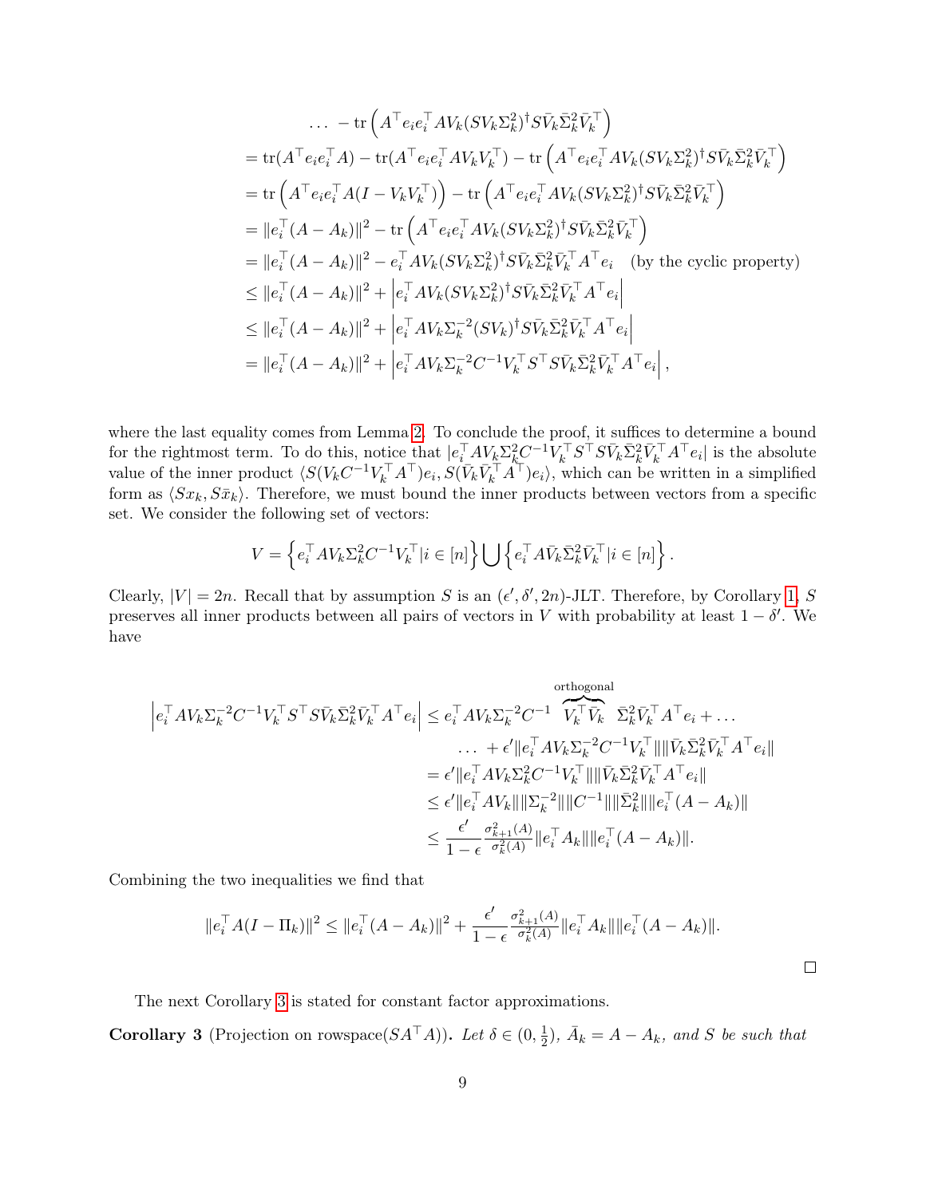$$
\begin{aligned}
&\quad \dots - \operatorname{tr}\left(A^\top e_i e_i^\top A V_k (S V_k \Sigma_k^2)^\dagger S \bar{V}_k \bar{\Sigma}_k^2 \bar{V}_k^\top\right) \\
&= \operatorname{tr}(A^\top e_i e_i^\top A) - \operatorname{tr}(A^\top e_i e_i^\top A V_k V_k^\top) - \operatorname{tr}\left(A^\top e_i e_i^\top A V_k (S V_k \Sigma_k^2)^\dagger S \bar{V}_k \bar{\Sigma}_k^2 \bar{V}_k^\top\right) \\
&= \operatorname{tr}\left(A^\top e_i e_i^\top A (I - V_k V_k^\top)\right) - \operatorname{tr}\left(A^\top e_i e_i^\top A V_k (S V_k \Sigma_k^2)^\dagger S \bar{V}_k \bar{\Sigma}_k^2 \bar{V}_k^\top\right) \\
&= \|e_i^\top (A - A_k)\|^2 - \operatorname{tr}\left(A^\top e_i e_i^\top A V_k (S V_k \Sigma_k^2)^\dagger S \bar{V}_k \bar{\Sigma}_k^2 \bar{V}_k^\top\right) \\
&= \|e_i^\top (A - A_k)\|^2 - e_i^\top A V_k (S V_k \Sigma_k^2)^\dagger S \bar{V}_k \bar{\Sigma}_k^2 \bar{V}_k^\top A^\top e_i \quad \text{(by the cyclic property)} \\
&\le \|e_i^\top (A - A_k)\|^2 + \left| e_i^\top A V_k (S V_k \Sigma_k^2)^\dagger S \bar{V}_k \bar{\Sigma}_k^2 \bar{V}_k^\top A^\top e_i \right| \\
&\le \|e_i^\top (A - A_k)\|^2 + \left| e_i^\top A V_k \Sigma_k^{-2} (S V_k)^\dagger S \bar{V}_k \bar{\Sigma}_k^2 \bar{V}_k^\top A^\top e_i \right| \\
&= \|e_i^\top (A - A_k)\|^2 + \left| e_i^\top A V_k \Sigma_k^{-2} C^{-1} V_k^\top S^\top S \bar{V}_k \bar{\Sigma}_k^2 \bar{V}_k^\top A^\top e_i \right|,
\end{aligned}
$$

where the last equality comes from Lemma 2. To conclude the proof, it suffices to determine a bound for the rightmost term. To do this, notice that $|e_i^\top A V_k \Sigma_k^2 C^{-1} V_k^\top S^\top S \bar{V}_k \bar{\Sigma}_k^2 \bar{V}_k^\top A^\top e_i|$ is the absolute value of the inner product $\langle S(V_k C^{-1} V_k^\top A^\top) e_i, S(\bar{V}_k \bar{V}_k^\top A^\top) e_i \rangle$, which can be written in a simplified form as $\langle S x_k, S \bar{x}_k \rangle$. Therefore, we must bound the inner products between vectors from a specific set. We consider the following set of vectors:

$$
V = \left\{ e_i^\top A V_k \Sigma_k^2 C^{-1} V_k^\top | i \in [n] \right\} \bigcup \left\{ e_i^\top A \bar{V}_k \bar{\Sigma}_k^2 \bar{V}_k^\top | i \in [n] \right\}.
$$

Clearly, $|V| = 2n$. Recall that by assumption $S$ is an $(\epsilon', \delta', 2n)$-JLT. Therefore, by Corollary 1, $S$ preserves all inner products between all pairs of vectors in $V$ with probability at least $1 - \delta'$. We have

$$
\begin{aligned}
\left| e_i^\top A V_k \Sigma_k^{-2} C^{-1} V_k^\top S^\top S \bar{V}_k \bar{\Sigma}_k^2 \bar{V}_k^\top A^\top e_i \right| &\le e_i^\top A V_k \Sigma_k^{-2} C^{-1} \overbrace{V_k^\top \bar{V}_k}^{\text{orthogonal}} \bar{\Sigma}_k^2 \bar{V}_k^\top A^\top e_i + \dots \\
&\quad \dots + \epsilon' \|e_i^\top A V_k \Sigma_k^{-2} C^{-1} V_k^\top\| \|\bar{V}_k \bar{\Sigma}_k^2 \bar{V}_k^\top A^\top e_i\| \\
&= \epsilon' \|e_i^\top A V_k \Sigma_k^2 C^{-1} V_k^\top\| \|\bar{V}_k \bar{\Sigma}_k^2 \bar{V}_k^\top A^\top e_i\| \\
&\le \epsilon' \|e_i^\top A V_k\| \|\Sigma_k^{-2}\| \|C^{-1}\| \|\bar{\Sigma}_k^2\| \|e_i^\top (A - A_k)\| \\
&\le \frac{\epsilon'}{1 - \epsilon} \frac{\sigma_{k+1}^2(A)}{\sigma_k^2(A)} \|e_i^\top A_k\| \|e_i^\top (A - A_k)\|.
\end{aligned}
$$

Combining the two inequalities we find that

$$
\|e_i^\top A (I - \Pi_k)\|^2 \le \|e_i^\top (A - A_k)\|^2 + \frac{\epsilon'}{1 - \epsilon} \frac{\sigma_{k+1}^2(A)}{\sigma_k^2(A)} \|e_i^\top A_k\| \|e_i^\top (A - A_k)\|.
$$

□

The next Corollary 3 is stated for constant factor approximations.

**Corollary 3** (Projection on rowspace($SA^\top A$)). *Let $\delta \in (0, \frac{1}{2})$, $\bar{A}_k = A - A_k$, and $S$ be such that*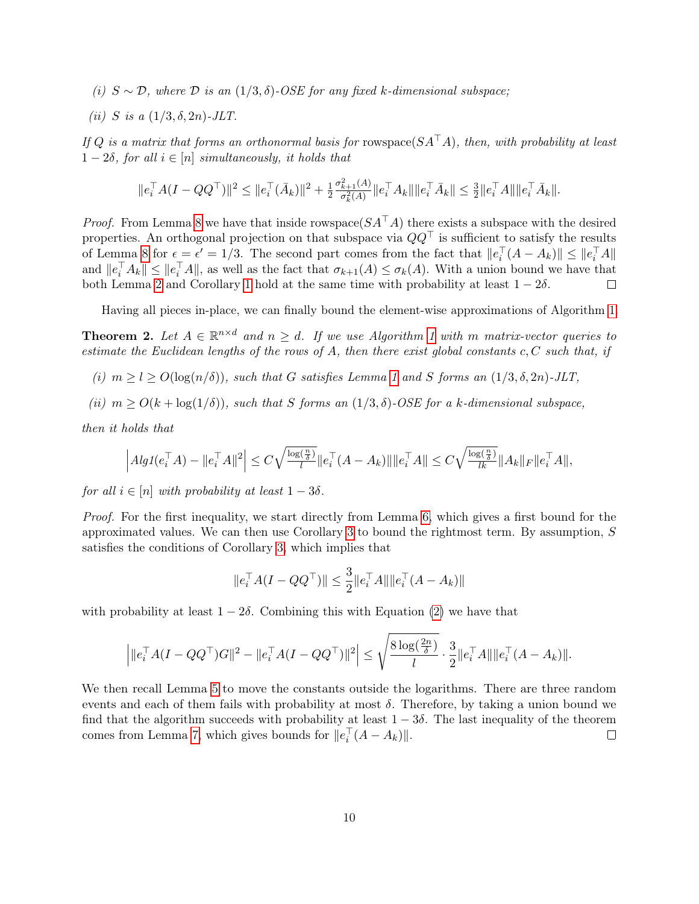*(i) $S \sim \mathcal{D}$, where $\mathcal{D}$ is an $(1/3, \delta)$-OSE for any fixed $k$-dimensional subspace;*

*(ii) $S$ is a $(1/3, \delta, 2n)$-JLT.*

*If $Q$ is a matrix that forms an orthonormal basis for* rowspace$(SA^\top A)$*, then, with probability at least $1 - 2\delta$, for all $i \in [n]$ simultaneously, it holds that*

$$\|e_i^\top A(I - QQ^\top)\|^2 \leq \|e_i^\top(\bar{A}_k)\|^2 + \tfrac{1}{2}\tfrac{\sigma_{k+1}^2(A)}{\sigma_k^2(A)}\|e_i^\top A_k\|\|e_i^\top \bar{A}_k\| \leq \tfrac{3}{2}\|e_i^\top A\|\|e_i^\top \bar{A}_k\|.$$

*Proof.* From Lemma 8 we have that inside rowspace$(SA^\top A)$ there exists a subspace with the desired properties. An orthogonal projection on that subspace via $QQ^\top$ is sufficient to satisfy the results of Lemma 8 for $\epsilon = \epsilon' = 1/3$. The second part comes from the fact that $\|e_i^\top(A - A_k)\| \leq \|e_i^\top A\|$ and $\|e_i^\top A_k\| \leq \|e_i^\top A\|$, as well as the fact that $\sigma_{k+1}(A) \leq \sigma_k(A)$. With a union bound we have that both Lemma 2 and Corollary 1 hold at the same time with probability at least $1 - 2\delta$. $\square$

Having all pieces in-place, we can finally bound the element-wise approximations of Algorithm 1.

**Theorem 2.** *Let $A \in \mathbb{R}^{n \times d}$ and $n \geq d$. If we use Algorithm 1 with $m$ matrix-vector queries to estimate the Euclidean lengths of the rows of $A$, then there exist global constants $c, C$ such that, if*

*(i) $m \geq l \geq O(\log(n/\delta))$, such that $G$ satisfies Lemma 1 and $S$ forms an $(1/3, \delta, 2n)$-JLT,*

*(ii) $m \geq O(k + \log(1/\delta))$, such that $S$ forms an $(1/3, \delta)$-OSE for a $k$-dimensional subspace,*

*then it holds that*

$$\left|Alg1(e_i^\top A) - \|e_i^\top A\|^2\right| \leq C\sqrt{\tfrac{\log(\frac{n}{\delta})}{l}}\|e_i^\top(A - A_k)\|\|e_i^\top A\| \leq C\sqrt{\tfrac{\log(\frac{n}{\delta})}{lk}}\|A_k\|_F\|e_i^\top A\|,$$

*for all $i \in [n]$ with probability at least $1 - 3\delta$.*

*Proof.* For the first inequality, we start directly from Lemma 6, which gives a first bound for the approximated values. We can then use Corollary 3 to bound the rightmost term. By assumption, $S$ satisfies the conditions of Corollary 3, which implies that

$$\|e_i^\top A(I - QQ^\top)\| \leq \frac{3}{2}\|e_i^\top A\|\|e_i^\top(A - A_k)\|$$

with probability at least $1 - 2\delta$. Combining this with Equation (2) we have that

$$\left|\|e_i^\top A(I - QQ^\top)G\|^2 - \|e_i^\top A(I - QQ^\top)\|^2\right| \leq \sqrt{\frac{8\log(\frac{2n}{\delta})}{l}} \cdot \frac{3}{2}\|e_i^\top A\|\|e_i^\top(A - A_k)\|.$$

We then recall Lemma 5 to move the constants outside the logarithms. There are three random events and each of them fails with probability at most $\delta$. Therefore, by taking a union bound we find that the algorithm succeeds with probability at least $1 - 3\delta$. The last inequality of the theorem comes from Lemma 7, which gives bounds for $\|e_i^\top(A - A_k)\|$. $\square$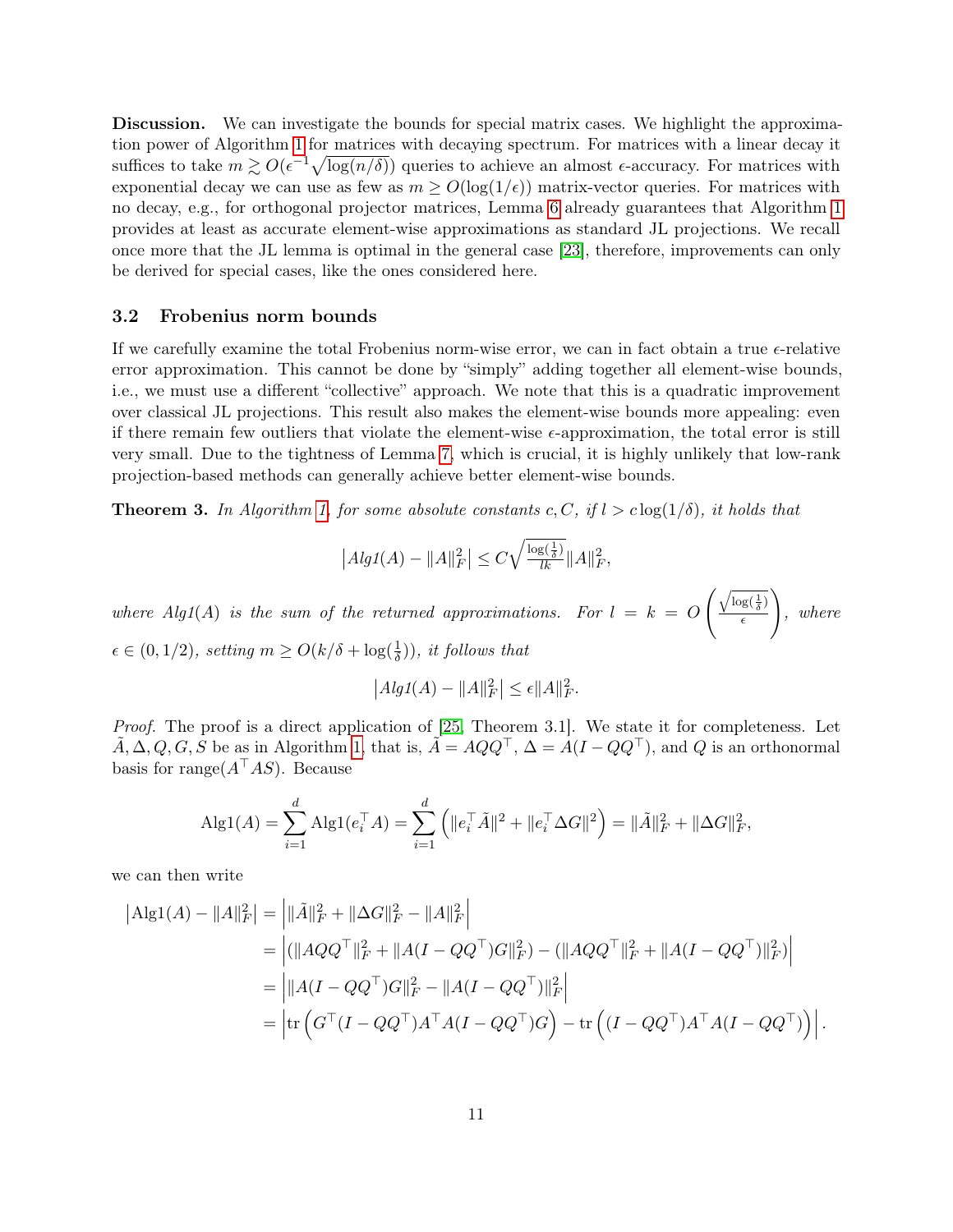**Discussion.** We can investigate the bounds for special matrix cases. We highlight the approximation power of Algorithm 1 for matrices with decaying spectrum. For matrices with a linear decay it suffices to take $m \gtrsim O(\epsilon^{-1}\sqrt{\log(n/\delta)})$ queries to achieve an almost $\epsilon$-accuracy. For matrices with exponential decay we can use as few as $m \geq O(\log(1/\epsilon))$ matrix-vector queries. For matrices with no decay, e.g., for orthogonal projector matrices, Lemma 6 already guarantees that Algorithm 1 provides at least as accurate element-wise approximations as standard JL projections. We recall once more that the JL lemma is optimal in the general case [23], therefore, improvements can only be derived for special cases, like the ones considered here.

### 3.2 Frobenius norm bounds

If we carefully examine the total Frobenius norm-wise error, we can in fact obtain a true $\epsilon$-relative error approximation. This cannot be done by "simply" adding together all element-wise bounds, i.e., we must use a different "collective" approach. We note that this is a quadratic improvement over classical JL projections. This result also makes the element-wise bounds more appealing: even if there remain few outliers that violate the element-wise $\epsilon$-approximation, the total error is still very small. Due to the tightness of Lemma 7, which is crucial, it is highly unlikely that low-rank projection-based methods can generally achieve better element-wise bounds.

**Theorem 3.** *In Algorithm 1, for some absolute constants $c, C$, if $l > c\log(1/\delta)$, it holds that*

$$\left|Alg1(A) - \|A\|_F^2\right| \leq C\sqrt{\tfrac{\log(\frac{1}{\delta})}{lk}}\|A\|_F^2,$$

*where $Alg1(A)$ is the sum of the returned approximations. For $l = k = O\left(\frac{\sqrt{\log(\frac{1}{\delta})}}{\epsilon}\right)$, where $\epsilon \in (0, 1/2)$, setting $m \geq O(k/\delta + \log(\frac{1}{\delta}))$, it follows that*

$$\left|Alg1(A) - \|A\|_F^2\right| \leq \epsilon\|A\|_F^2.$$

*Proof.* The proof is a direct application of [25, Theorem 3.1]. We state it for completeness. Let $\tilde{A}, \Delta, Q, G, S$ be as in Algorithm 1, that is, $\tilde{A} = AQQ^\top$, $\Delta = A(I - QQ^\top)$, and $Q$ is an orthonormal basis for range$(A^\top AS)$. Because

$$\text{Alg1}(A) = \sum_{i=1}^{d} \text{Alg1}(e_i^\top A) = \sum_{i=1}^{d}\left(\|e_i^\top \tilde{A}\|^2 + \|e_i^\top \Delta G\|^2\right) = \|\tilde{A}\|_F^2 + \|\Delta G\|_F^2,$$

we can then write

$$\begin{aligned}
\left|\text{Alg1}(A) - \|A\|_F^2\right| &= \left|\|\tilde{A}\|_F^2 + \|\Delta G\|_F^2 - \|A\|_F^2\right| \\
&= \left|(\|AQQ^\top\|_F^2 + \|A(I - QQ^\top)G\|_F^2) - (\|AQQ^\top\|_F^2 + \|A(I - QQ^\top)\|_F^2)\right| \\
&= \left|\|A(I - QQ^\top)G\|_F^2 - \|A(I - QQ^\top)\|_F^2\right| \\
&= \left|\text{tr}\left(G^\top(I - QQ^\top)A^\top A(I - QQ^\top)G\right) - \text{tr}\left((I - QQ^\top)A^\top A(I - QQ^\top)\right)\right|.
\end{aligned}$$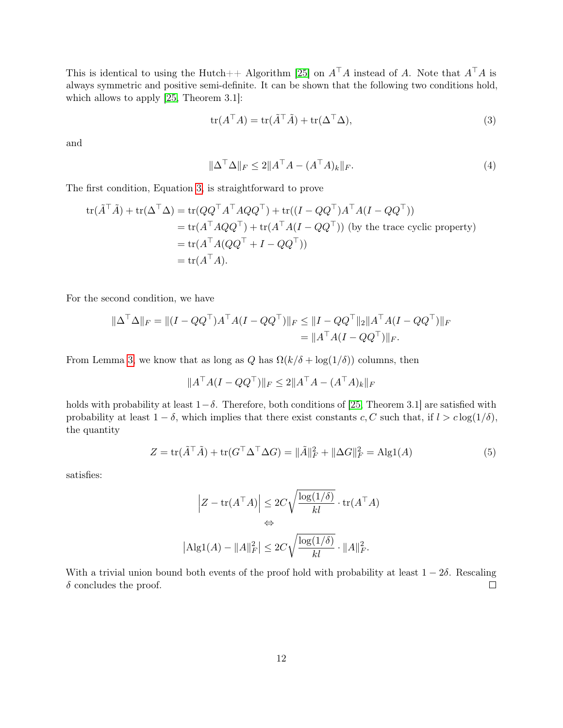This is identical to using the Hutch++ Algorithm [25] on $A^\top A$ instead of $A$. Note that $A^\top A$ is always symmetric and positive semi-definite. It can be shown that the following two conditions hold, which allows to apply [25, Theorem 3.1]:

$$\operatorname{tr}(A^\top A) = \operatorname{tr}(\tilde{A}^\top \tilde{A}) + \operatorname{tr}(\Delta^\top \Delta), \tag{3}$$

and

$$\|\Delta^\top \Delta\|_F \leq 2\|A^\top A - (A^\top A)_k\|_F. \tag{4}$$

The first condition, Equation 3, is straightforward to prove

$$\begin{aligned}
\operatorname{tr}(\tilde{A}^\top \tilde{A}) + \operatorname{tr}(\Delta^\top \Delta) &= \operatorname{tr}(QQ^\top A^\top A Q Q^\top) + \operatorname{tr}((I - QQ^\top)A^\top A(I - QQ^\top)) \\
&= \operatorname{tr}(A^\top A Q Q^\top) + \operatorname{tr}(A^\top A(I - QQ^\top)) \text{ (by the trace cyclic property)} \\
&= \operatorname{tr}(A^\top A(QQ^\top + I - QQ^\top)) \\
&= \operatorname{tr}(A^\top A).
\end{aligned}$$

For the second condition, we have

$$\begin{aligned}
\|\Delta^\top \Delta\|_F = \|(I - QQ^\top)A^\top A(I - QQ^\top)\|_F &\leq \|I - QQ^\top\|_2 \|A^\top A(I - QQ^\top)\|_F \\
&= \|A^\top A(I - QQ^\top)\|_F.
\end{aligned}$$

From Lemma 3, we know that as long as $Q$ has $\Omega(k/\delta + \log(1/\delta))$ columns, then

$$\|A^\top A(I - QQ^\top)\|_F \leq 2\|A^\top A - (A^\top A)_k\|_F$$

holds with probability at least $1-\delta$. Therefore, both conditions of [25, Theorem 3.1] are satisfied with probability at least $1-\delta$, which implies that there exist constants $c, C$ such that, if $l > c\log(1/\delta)$, the quantity

$$Z = \operatorname{tr}(\tilde{A}^\top \tilde{A}) + \operatorname{tr}(G^\top \Delta^\top \Delta G) = \|\tilde{A}\|_F^2 + \|\Delta G\|_F^2 = \text{Alg1}(A) \tag{5}$$

satisfies:

$$\begin{gathered}
\left|Z - \operatorname{tr}(A^\top A)\right| \leq 2C\sqrt{\frac{\log(1/\delta)}{kl}} \cdot \operatorname{tr}(A^\top A) \\
\Leftrightarrow \\
\left|\text{Alg1}(A) - \|A\|_F^2\right| \leq 2C\sqrt{\frac{\log(1/\delta)}{kl}} \cdot \|A\|_F^2.
\end{gathered}$$

With a trivial union bound both events of the proof hold with probability at least $1-2\delta$. Rescaling $\delta$ concludes the proof. □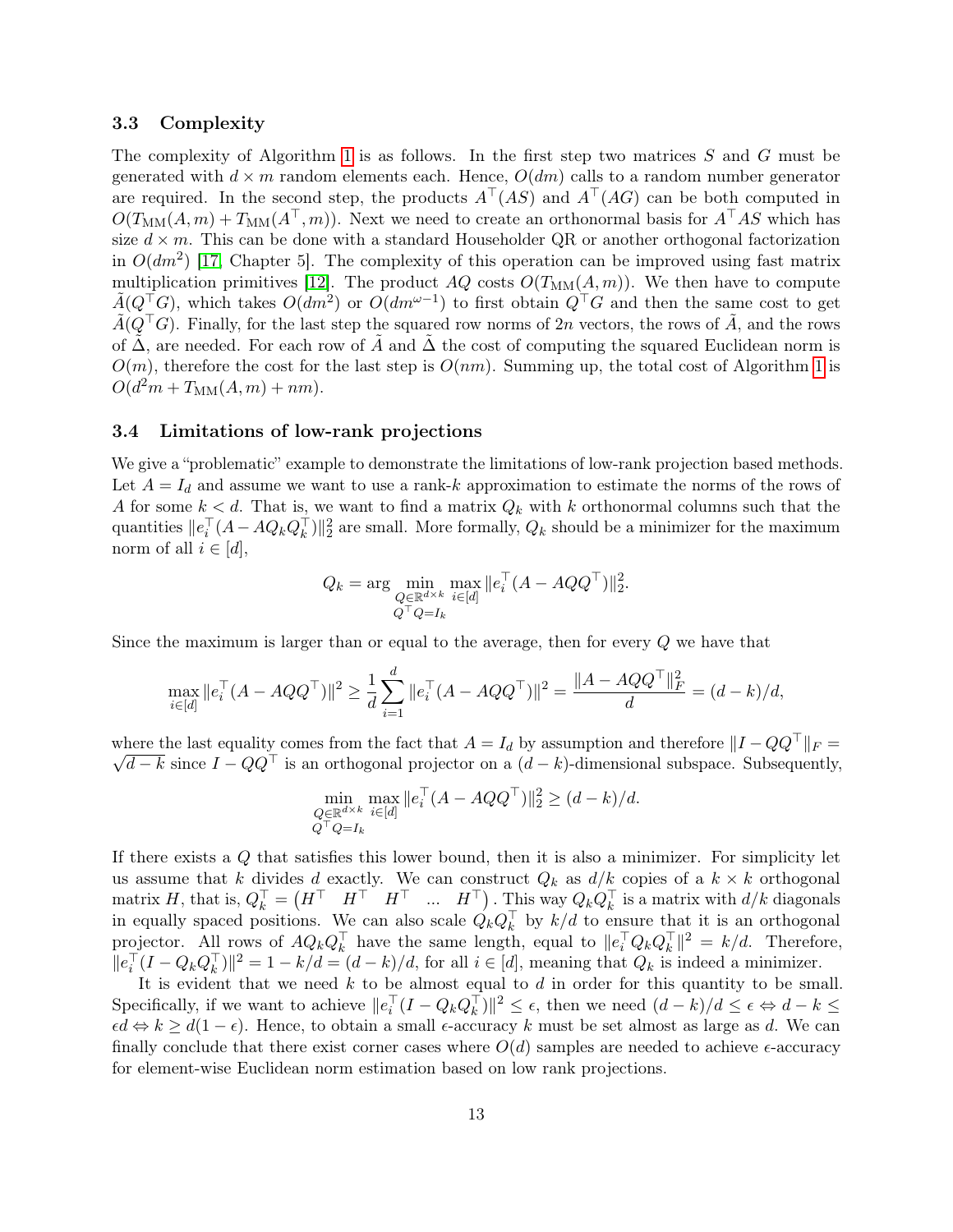### 3.3 Complexity

The complexity of Algorithm 1 is as follows. In the first step two matrices $S$ and $G$ must be generated with $d \times m$ random elements each. Hence, $O(dm)$ calls to a random number generator are required. In the second step, the products $A^\top(AS)$ and $A^\top(AG)$ can be both computed in $O(T_{\text{MM}}(A, m) + T_{\text{MM}}(A^\top, m))$. Next we need to create an orthonormal basis for $A^\top AS$ which has size $d \times m$. This can be done with a standard Householder QR or another orthogonal factorization in $O(dm^2)$ [17, Chapter 5]. The complexity of this operation can be improved using fast matrix multiplication primitives [12]. The product $AQ$ costs $O(T_{\text{MM}}(A, m))$. We then have to compute $\tilde{A}(Q^\top G)$, which takes $O(dm^2)$ or $O(dm^{\omega-1})$ to first obtain $Q^\top G$ and then the same cost to get $\tilde{A}(Q^\top G)$. Finally, for the last step the squared row norms of $2n$ vectors, the rows of $\tilde{A}$, and the rows of $\tilde{\Delta}$, are needed. For each row of $\tilde{A}$ and $\tilde{\Delta}$ the cost of computing the squared Euclidean norm is $O(m)$, therefore the cost for the last step is $O(nm)$. Summing up, the total cost of Algorithm 1 is $O(d^2m + T_{\text{MM}}(A, m) + nm)$.

### 3.4 Limitations of low-rank projections

We give a "problematic" example to demonstrate the limitations of low-rank projection based methods. Let $A = I_d$ and assume we want to use a rank-$k$ approximation to estimate the norms of the rows of $A$ for some $k < d$. That is, we want to find a matrix $Q_k$ with $k$ orthonormal columns such that the quantities $\|e_i^\top(A - AQ_kQ_k^\top)\|_2^2$ are small. More formally, $Q_k$ should be a minimizer for the maximum norm of all $i \in [d]$,

$$Q_k = \arg \min_{\substack{Q \in \mathbb{R}^{d\times k} \\ Q^\top Q = I_k}} \max_{i\in[d]} \|e_i^\top(A - AQQ^\top)\|_2^2.$$

Since the maximum is larger than or equal to the average, then for every $Q$ we have that

$$\max_{i\in[d]} \|e_i^\top(A - AQQ^\top)\|^2 \geq \frac{1}{d}\sum_{i=1}^{d} \|e_i^\top(A - AQQ^\top)\|^2 = \frac{\|A - AQQ^\top\|_F^2}{d} = (d-k)/d,$$

where the last equality comes from the fact that $A = I_d$ by assumption and therefore $\|I - QQ^\top\|_F = \sqrt{d-k}$ since $I - QQ^\top$ is an orthogonal projector on a $(d-k)$-dimensional subspace. Subsequently,

$$\min_{\substack{Q \in \mathbb{R}^{d\times k} \\ Q^\top Q = I_k}} \max_{i\in[d]} \|e_i^\top(A - AQQ^\top)\|_2^2 \geq (d-k)/d.$$

If there exists a $Q$ that satisfies this lower bound, then it is also a minimizer. For simplicity let us assume that $k$ divides $d$ exactly. We can construct $Q_k$ as $d/k$ copies of a $k \times k$ orthogonal matrix $H$, that is, $Q_k^\top = \begin{pmatrix} H^\top & H^\top & H^\top & \ldots & H^\top \end{pmatrix}$. This way $Q_kQ_k^\top$ is a matrix with $d/k$ diagonals in equally spaced positions. We can also scale $Q_kQ_k^\top$ by $k/d$ to ensure that it is an orthogonal projector. All rows of $AQ_kQ_k^\top$ have the same length, equal to $\|e_i^\top Q_kQ_k^\top\|^2 = k/d$. Therefore, $\|e_i^\top(I - Q_kQ_k^\top)\|^2 = 1 - k/d = (d-k)/d$, for all $i \in [d]$, meaning that $Q_k$ is indeed a minimizer.

It is evident that we need $k$ to be almost equal to $d$ in order for this quantity to be small. Specifically, if we want to achieve $\|e_i^\top(I - Q_kQ_k^\top)\|^2 \leq \epsilon$, then we need $(d-k)/d \leq \epsilon \Leftrightarrow d - k \leq \epsilon d \Leftrightarrow k \geq d(1-\epsilon)$. Hence, to obtain a small $\epsilon$-accuracy $k$ must be set almost as large as $d$. We can finally conclude that there exist corner cases where $O(d)$ samples are needed to achieve $\epsilon$-accuracy for element-wise Euclidean norm estimation based on low rank projections.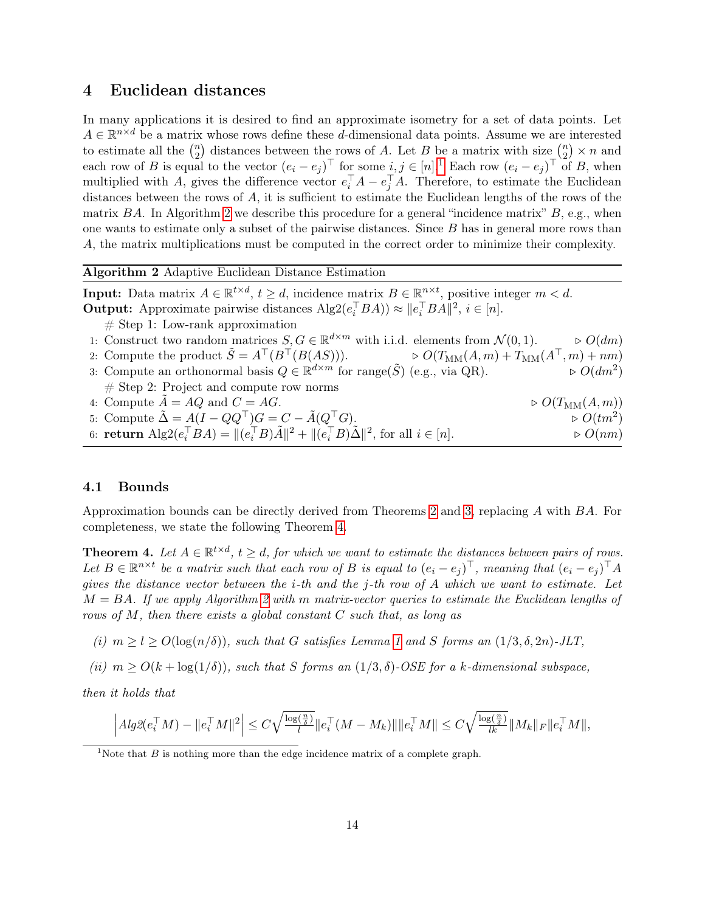## 4 Euclidean distances

In many applications it is desired to find an approximate isometry for a set of data points. Let $A \in \mathbb{R}^{n \times d}$ be a matrix whose rows define these $d$-dimensional data points. Assume we are interested to estimate all the $\binom{n}{2}$ distances between the rows of $A$. Let $B$ be a matrix with size $\binom{n}{2} \times n$ and each row of $B$ is equal to the vector $(e_i - e_j)^\top$ for some $i, j \in [n]$.[1] Each row $(e_i - e_j)^\top$ of $B$, when multiplied with $A$, gives the difference vector $e_i^\top A - e_j^\top A$. Therefore, to estimate the Euclidean distances between the rows of $A$, it is sufficient to estimate the Euclidean lengths of the rows of the matrix $BA$. In Algorithm 2 we describe this procedure for a general "incidence matrix" $B$, e.g., when one wants to estimate only a subset of the pairwise distances. Since $B$ has in general more rows than $A$, the matrix multiplications must be computed in the correct order to minimize their complexity.

**Algorithm 2** Adaptive Euclidean Distance Estimation

**Input:** Data matrix $A \in \mathbb{R}^{t \times d}$, $t \geq d$, incidence matrix $B \in \mathbb{R}^{n \times t}$, positive integer $m < d$.
**Output:** Approximate pairwise distances $\text{Alg2}(e_i^\top BA)) \approx \|e_i^\top BA\|^2$, $i \in [n]$.

\# Step 1: Low-rank approximation
1: Construct two random matrices $S, G \in \mathbb{R}^{d \times m}$ with i.i.d. elements from $\mathcal{N}(0, 1)$. ▷ $O(dm)$
2: Compute the product $\tilde{S} = A^\top(B^\top(B(AS)))$. ▷ $O(T_{\text{MM}}(A, m) + T_{\text{MM}}(A^\top, m) + nm)$
3: Compute an orthonormal basis $Q \in \mathbb{R}^{d \times m}$ for $\text{range}(\tilde{S})$ (e.g., via QR). ▷ $O(dm^2)$
\# Step 2: Project and compute row norms
4: Compute $\tilde{A} = AQ$ and $C = AG$. ▷ $O(T_{\text{MM}}(A, m))$
5: Compute $\tilde{\Delta} = A(I - QQ^\top)G = C - \tilde{A}(Q^\top G)$. ▷ $O(tm^2)$
6: **return** $\text{Alg2}(e_i^\top BA) = \|(e_i^\top B)\tilde{A}\|^2 + \|(e_i^\top B)\tilde{\Delta}\|^2$, for all $i \in [n]$. ▷ $O(nm)$

### 4.1 Bounds

Approximation bounds can be directly derived from Theorems 2 and 3, replacing $A$ with $BA$. For completeness, we state the following Theorem 4.

**Theorem 4.** *Let $A \in \mathbb{R}^{t \times d}$, $t \geq d$, for which we want to estimate the distances between pairs of rows. Let $B \in \mathbb{R}^{n \times t}$ be a matrix such that each row of $B$ is equal to $(e_i - e_j)^\top$, meaning that $(e_i - e_j)^\top A$ gives the distance vector between the $i$-th and the $j$-th row of $A$ which we want to estimate. Let $M = BA$. If we apply Algorithm 2 with $m$ matrix-vector queries to estimate the Euclidean lengths of rows of $M$, then there exists a global constant $C$ such that, as long as*

*(i) $m \geq l \geq O(\log(n/\delta))$, such that $G$ satisfies Lemma 1 and $S$ forms an $(1/3, \delta, 2n)$-JLT,*

*(ii) $m \geq O(k + \log(1/\delta))$, such that $S$ forms an $(1/3, \delta)$-OSE for a $k$-dimensional subspace,*

*then it holds that*

$$\left|Alg2(e_i^\top M) - \|e_i^\top M\|^2\right| \leq C\sqrt{\tfrac{\log(\frac{n}{\delta})}{l}}\|e_i^\top(M - M_k)\|\|e_i^\top M\| \leq C\sqrt{\tfrac{\log(\frac{n}{\delta})}{lk}}\|M_k\|_F\|e_i^\top M\|,$$

[1] Note that $B$ is nothing more than the edge incidence matrix of a complete graph.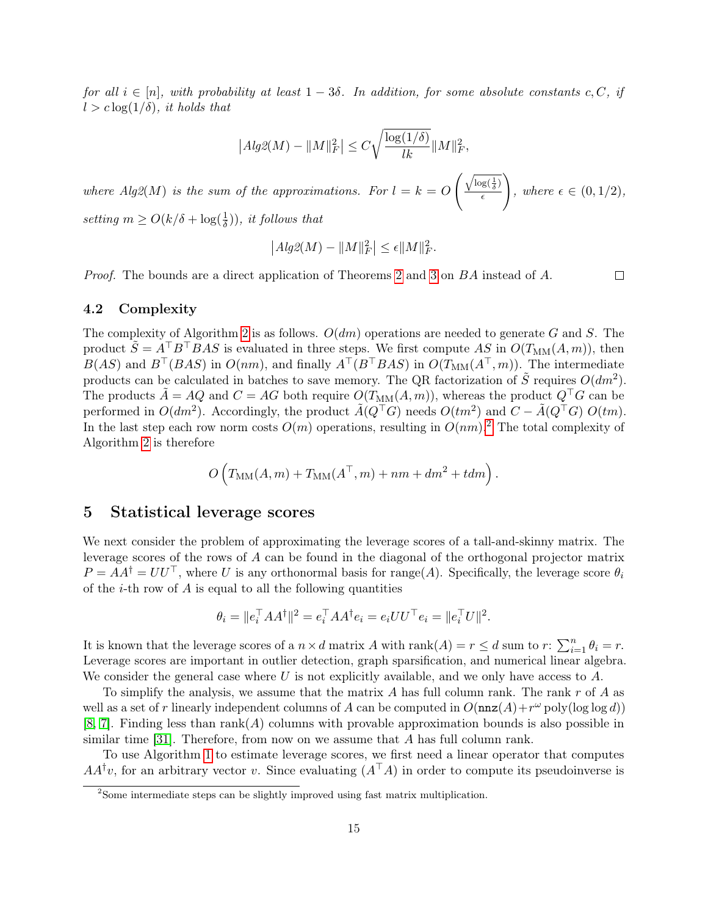*for all $i \in [n]$, with probability at least $1 - 3\delta$. In addition, for some absolute constants $c, C$, if $l > c\log(1/\delta)$, it holds that*

$$\left| Alg2(M) - \|M\|_F^2 \right| \leq C\sqrt{\frac{\log(1/\delta)}{lk}}\|M\|_F^2,$$

*where $Alg2(M)$ is the sum of the approximations. For $l = k = O\left(\frac{\sqrt{\log(\frac{1}{\delta})}}{\epsilon}\right)$, where $\epsilon \in (0, 1/2)$, setting $m \geq O(k/\delta + \log(\frac{1}{\delta}))$, it follows that*

$$\left| Alg2(M) - \|M\|_F^2 \right| \leq \epsilon\|M\|_F^2.$$

*Proof.* The bounds are a direct application of Theorems 2 and 3 on $BA$ instead of $A$. □

### 4.2 Complexity

The complexity of Algorithm 2 is as follows. $O(dm)$ operations are needed to generate $G$ and $S$. The product $\tilde{S} = A^\top B^\top BAS$ is evaluated in three steps. We first compute $AS$ in $O(T_{\text{MM}}(A, m))$, then $B(AS)$ and $B^\top(BAS)$ in $O(nm)$, and finally $A^\top(B^\top BAS)$ in $O(T_{\text{MM}}(A^\top, m))$. The intermediate products can be calculated in batches to save memory. The QR factorization of $\tilde{S}$ requires $O(dm^2)$. The products $\tilde{A} = AQ$ and $C = AG$ both require $O(T_{\text{MM}}(A, m))$, whereas the product $Q^\top G$ can be performed in $O(dm^2)$. Accordingly, the product $\tilde{A}(Q^\top G)$ needs $O(tm^2)$ and $C - \tilde{A}(Q^\top G)$ $O(tm)$. In the last step each row norm costs $O(m)$ operations, resulting in $O(nm)$.[2] The total complexity of Algorithm 2 is therefore

$$O\left(T_{\text{MM}}(A, m) + T_{\text{MM}}(A^\top, m) + nm + dm^2 + tdm\right).$$

## 5 Statistical leverage scores

We next consider the problem of approximating the leverage scores of a tall-and-skinny matrix. The leverage scores of the rows of $A$ can be found in the diagonal of the orthogonal projector matrix $P = AA^\dagger = UU^\top$, where $U$ is any orthonormal basis for range$(A)$. Specifically, the leverage score $\theta_i$ of the $i$-th row of $A$ is equal to all the following quantities

$$\theta_i = \|e_i^\top AA^\dagger\|^2 = e_i^\top AA^\dagger e_i = e_i UU^\top e_i = \|e_i^\top U\|^2.$$

It is known that the leverage scores of a $n \times d$ matrix $A$ with $\text{rank}(A) = r \leq d$ sum to $r$: $\sum_{i=1}^n \theta_i = r$. Leverage scores are important in outlier detection, graph sparsification, and numerical linear algebra. We consider the general case where $U$ is not explicitly available, and we only have access to $A$.

To simplify the analysis, we assume that the matrix $A$ has full column rank. The rank $r$ of $A$ as well as a set of $r$ linearly independent columns of $A$ can be computed in $O(\texttt{nnz}(A) + r^\omega \text{poly}(\log\log d))$ [8, 7]. Finding less than rank$(A)$ columns with provable approximation bounds is also possible in similar time [31]. Therefore, from now on we assume that $A$ has full column rank.

To use Algorithm 1 to estimate leverage scores, we first need a linear operator that computes $AA^\dagger v$, for an arbitrary vector $v$. Since evaluating $(A^\top A)$ in order to compute its pseudoinverse is

[2] Some intermediate steps can be slightly improved using fast matrix multiplication.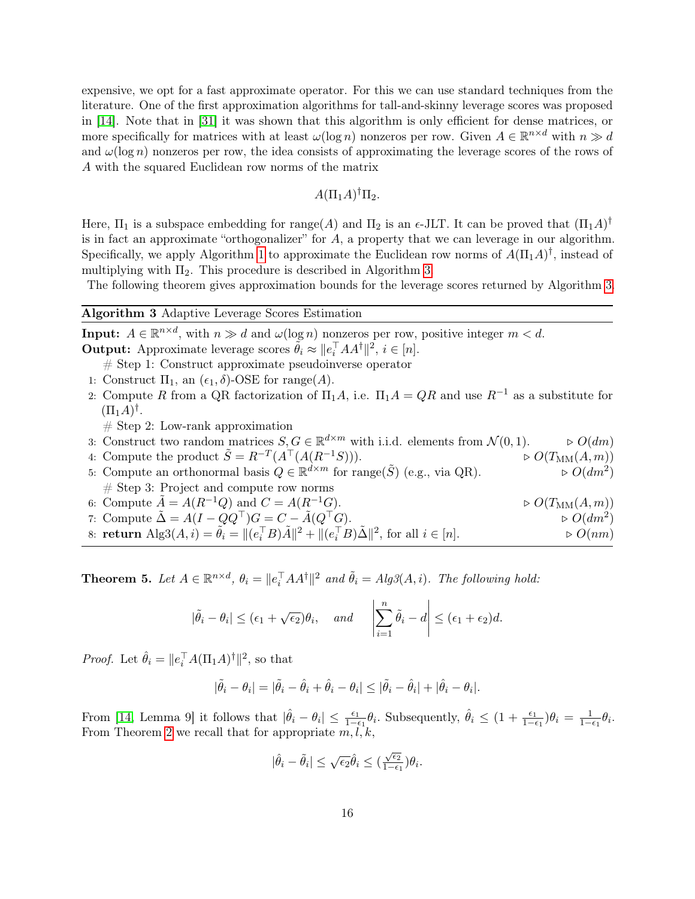expensive, we opt for a fast approximate operator. For this we can use standard techniques from the literature. One of the first approximation algorithms for tall-and-skinny leverage scores was proposed in [14]. Note that in [31] it was shown that this algorithm is only efficient for dense matrices, or more specifically for matrices with at least $\omega(\log n)$ nonzeros per row. Given $A \in \mathbb{R}^{n\times d}$ with $n \gg d$ and $\omega(\log n)$ nonzeros per row, the idea consists of approximating the leverage scores of the rows of $A$ with the squared Euclidean row norms of the matrix

$$A(\Pi_1 A)^\dagger \Pi_2.$$

Here, $\Pi_1$ is a subspace embedding for range$(A)$ and $\Pi_2$ is an $\epsilon$-JLT. It can be proved that $(\Pi_1 A)^\dagger$ is in fact an approximate "orthogonalizer" for $A$, a property that we can leverage in our algorithm. Specifically, we apply Algorithm 1 to approximate the Euclidean row norms of $A(\Pi_1 A)^\dagger$, instead of multiplying with $\Pi_2$. This procedure is described in Algorithm 3.

The following theorem gives approximation bounds for the leverage scores returned by Algorithm 3.

---

**Algorithm 3** Adaptive Leverage Scores Estimation

---

**Input:** $A \in \mathbb{R}^{n\times d}$, with $n \gg d$ and $\omega(\log n)$ nonzeros per row, positive integer $m < d$.

**Output:** Approximate leverage scores $\tilde{\theta}_i \approx \|e_i^\top AA^\dagger\|^2$, $i \in [n]$.

\# Step 1: Construct approximate pseudoinverse operator

1: Construct $\Pi_1$, an $(\epsilon_1, \delta)$-OSE for range$(A)$.

2: Compute $R$ from a QR factorization of $\Pi_1 A$, i.e. $\Pi_1 A = QR$ and use $R^{-1}$ as a substitute for $(\Pi_1 A)^\dagger$.

\# Step 2: Low-rank approximation

3: Construct two random matrices $S, G \in \mathbb{R}^{d\times m}$ with i.i.d. elements from $\mathcal{N}(0,1)$. ▷ $O(dm)$

4: Compute the product $\tilde{S} = R^{-T}(A^\top(A(R^{-1}S)))$. ▷ $O(T_{\mathrm{MM}}(A, m))$

5: Compute an orthonormal basis $Q \in \mathbb{R}^{d\times m}$ for range$(\tilde{S})$ (e.g., via QR). ▷ $O(dm^2)$

\# Step 3: Project and compute row norms

6: Compute $\tilde{A} = A(R^{-1}Q)$ and $C = A(R^{-1}G)$. ▷ $O(T_{\mathrm{MM}}(A, m))$

7: Compute $\tilde{\Delta} = A(I - QQ^\top)G = C - \tilde{A}(Q^\top G)$. ▷ $O(dm^2)$

8: **return** Alg3$(A, i) = \tilde{\theta}_i = \|(e_i^\top B)\tilde{A}\|^2 + \|(e_i^\top B)\tilde{\Delta}\|^2$, for all $i \in [n]$. ▷ $O(nm)$

---

**Theorem 5.** *Let $A \in \mathbb{R}^{n\times d}$, $\theta_i = \|e_i^\top AA^\dagger\|^2$ and $\tilde{\theta}_i = Alg3(A, i)$. The following hold:*

$$|\tilde{\theta}_i - \theta_i| \leq (\epsilon_1 + \sqrt{\epsilon_2})\theta_i, \quad \text{and} \quad \left|\sum_{i=1}^{n} \tilde{\theta}_i - d\right| \leq (\epsilon_1 + \epsilon_2)d.$$

*Proof.* Let $\hat{\theta}_i = \|e_i^\top A(\Pi_1 A)^\dagger\|^2$, so that

$$|\tilde{\theta}_i - \theta_i| = |\tilde{\theta}_i - \hat{\theta}_i + \hat{\theta}_i - \theta_i| \leq |\tilde{\theta}_i - \hat{\theta}_i| + |\hat{\theta}_i - \theta_i|.$$

From [14, Lemma 9] it follows that $|\hat{\theta}_i - \theta_i| \leq \frac{\epsilon_1}{1-\epsilon_1}\theta_i$. Subsequently, $\hat{\theta}_i \leq (1 + \frac{\epsilon_1}{1-\epsilon_1})\theta_i = \frac{1}{1-\epsilon_1}\theta_i$. From Theorem 2 we recall that for appropriate $m, l, k$,

$$|\hat{\theta}_i - \tilde{\theta}_i| \leq \sqrt{\epsilon_2}\hat{\theta}_i \leq (\tfrac{\sqrt{\epsilon_2}}{1-\epsilon_1})\theta_i.$$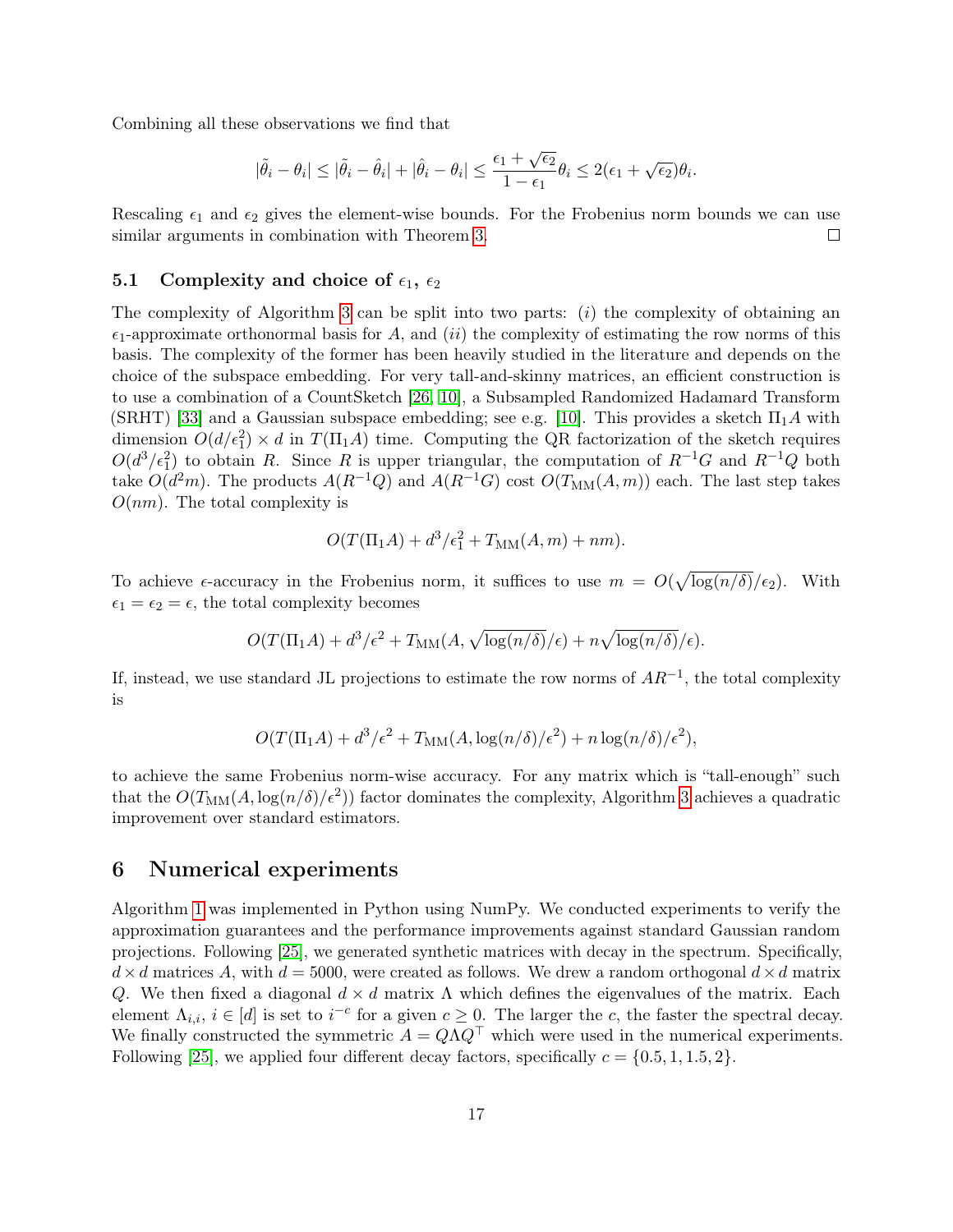Combining all these observations we find that

$$|\tilde{\theta}_i - \theta_i| \leq |\tilde{\theta}_i - \hat{\theta}_i| + |\hat{\theta}_i - \theta_i| \leq \frac{\epsilon_1 + \sqrt{\epsilon_2}}{1 - \epsilon_1}\theta_i \leq 2(\epsilon_1 + \sqrt{\epsilon_2})\theta_i.$$

Rescaling $\epsilon_1$ and $\epsilon_2$ gives the element-wise bounds. For the Frobenius norm bounds we can use similar arguments in combination with Theorem 3. □

### 5.1 Complexity and choice of $\epsilon_1$, $\epsilon_2$

The complexity of Algorithm 3 can be split into two parts: $(i)$ the complexity of obtaining an $\epsilon_1$-approximate orthonormal basis for $A$, and $(ii)$ the complexity of estimating the row norms of this basis. The complexity of the former has been heavily studied in the literature and depends on the choice of the subspace embedding. For very tall-and-skinny matrices, an efficient construction is to use a combination of a CountSketch [26, 10], a Subsampled Randomized Hadamard Transform (SRHT) [33] and a Gaussian subspace embedding; see e.g. [10]. This provides a sketch $\Pi_1 A$ with dimension $O(d/\epsilon_1^2) \times d$ in $T(\Pi_1 A)$ time. Computing the QR factorization of the sketch requires $O(d^3/\epsilon_1^2)$ to obtain $R$. Since $R$ is upper triangular, the computation of $R^{-1}G$ and $R^{-1}Q$ both take $O(d^2 m)$. The products $A(R^{-1}Q)$ and $A(R^{-1}G)$ cost $O(T_{\text{MM}}(A, m))$ each. The last step takes $O(nm)$. The total complexity is

$$O(T(\Pi_1 A) + d^3/\epsilon_1^2 + T_{\text{MM}}(A, m) + nm).$$

To achieve $\epsilon$-accuracy in the Frobenius norm, it suffices to use $m = O(\sqrt{\log(n/\delta)}/\epsilon_2)$. With $\epsilon_1 = \epsilon_2 = \epsilon$, the total complexity becomes

$$O(T(\Pi_1 A) + d^3/\epsilon^2 + T_{\text{MM}}(A, \sqrt{\log(n/\delta)}/\epsilon) + n\sqrt{\log(n/\delta)}/\epsilon).$$

If, instead, we use standard JL projections to estimate the row norms of $AR^{-1}$, the total complexity is

$$O(T(\Pi_1 A) + d^3/\epsilon^2 + T_{\text{MM}}(A, \log(n/\delta)/\epsilon^2) + n\log(n/\delta)/\epsilon^2),$$

to achieve the same Frobenius norm-wise accuracy. For any matrix which is "tall-enough" such that the $O(T_{\text{MM}}(A, \log(n/\delta)/\epsilon^2))$ factor dominates the complexity, Algorithm 3 achieves a quadratic improvement over standard estimators.

## 6 Numerical experiments

Algorithm 1 was implemented in Python using NumPy. We conducted experiments to verify the approximation guarantees and the performance improvements against standard Gaussian random projections. Following [25], we generated synthetic matrices with decay in the spectrum. Specifically, $d \times d$ matrices $A$, with $d = 5000$, were created as follows. We drew a random orthogonal $d \times d$ matrix $Q$. We then fixed a diagonal $d \times d$ matrix $\Lambda$ which defines the eigenvalues of the matrix. Each element $\Lambda_{i,i}$, $i \in [d]$ is set to $i^{-c}$ for a given $c \geq 0$. The larger the $c$, the faster the spectral decay. We finally constructed the symmetric $A = Q\Lambda Q^\top$ which were used in the numerical experiments. Following [25], we applied four different decay factors, specifically $c = \{0.5, 1, 1.5, 2\}$.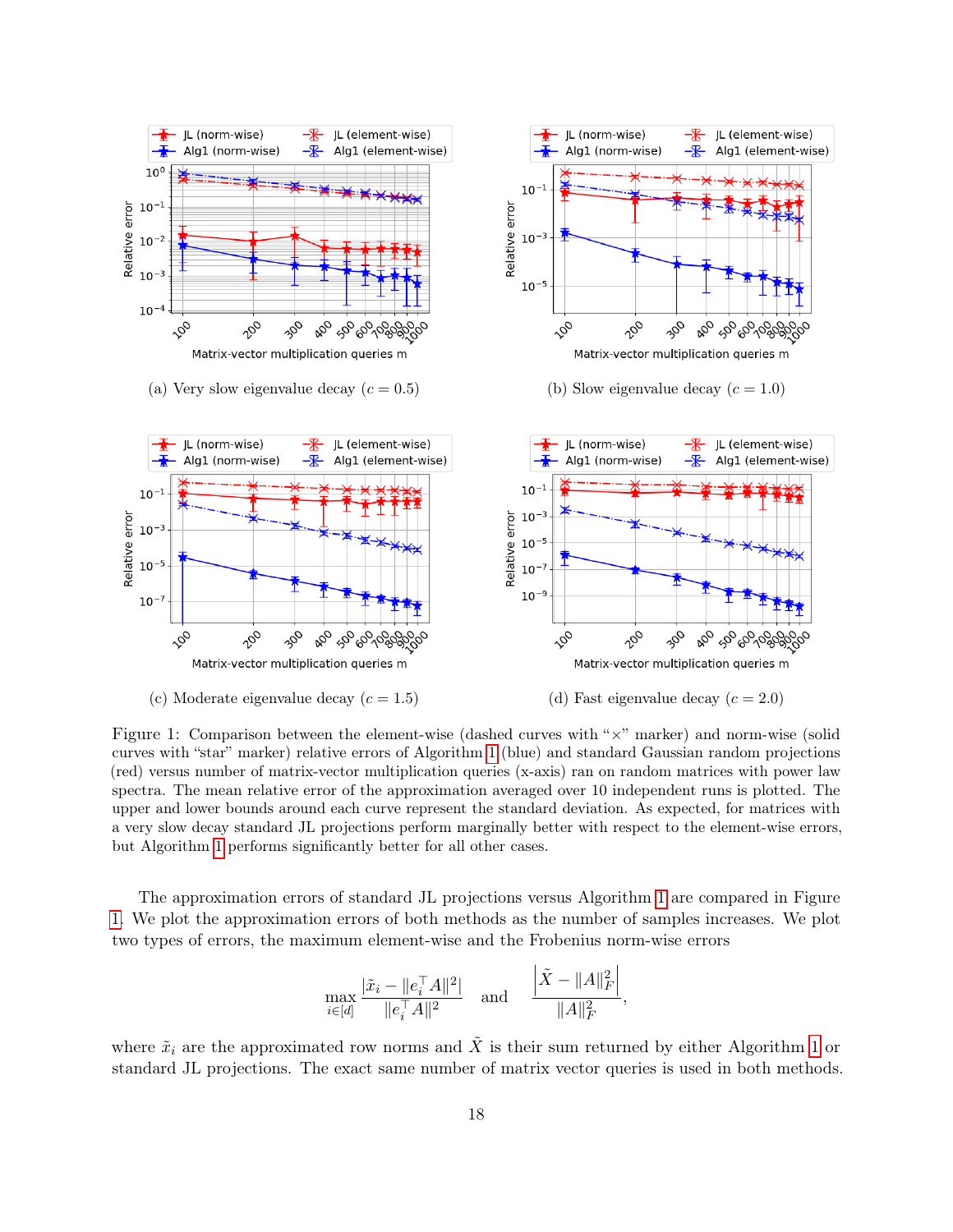(a) Very slow eigenvalue decay ($c = 0.5$)

(b) Slow eigenvalue decay ($c = 1.0$)

(c) Moderate eigenvalue decay ($c = 1.5$)

(d) Fast eigenvalue decay ($c = 2.0$)

Figure 1: Comparison between the element-wise (dashed curves with "×" marker) and norm-wise (solid curves with "star" marker) relative errors of Algorithm 1 (blue) and standard Gaussian random projections (red) versus number of matrix-vector multiplication queries (x-axis) ran on random matrices with power law spectra. The mean relative error of the approximation averaged over 10 independent runs is plotted. The upper and lower bounds around each curve represent the standard deviation. As expected, for matrices with a very slow decay standard JL projections perform marginally better with respect to the element-wise errors, but Algorithm 1 performs significantly better for all other cases.

The approximation errors of standard JL projections versus Algorithm 1 are compared in Figure 1. We plot the approximation errors of both methods as the number of samples increases. We plot two types of errors, the maximum element-wise and the Frobenius norm-wise errors

$$\max_{i \in [d]} \frac{|\tilde{x}_i - \|e_i^\top A\|^2|}{\|e_i^\top A\|^2} \quad \text{and} \quad \frac{\left|\tilde{X} - \|A\|_F^2\right|}{\|A\|_F^2},$$

where $\tilde{x}_i$ are the approximated row norms and $\tilde{X}$ is their sum returned by either Algorithm 1 or standard JL projections. The exact same number of matrix vector queries is used in both methods.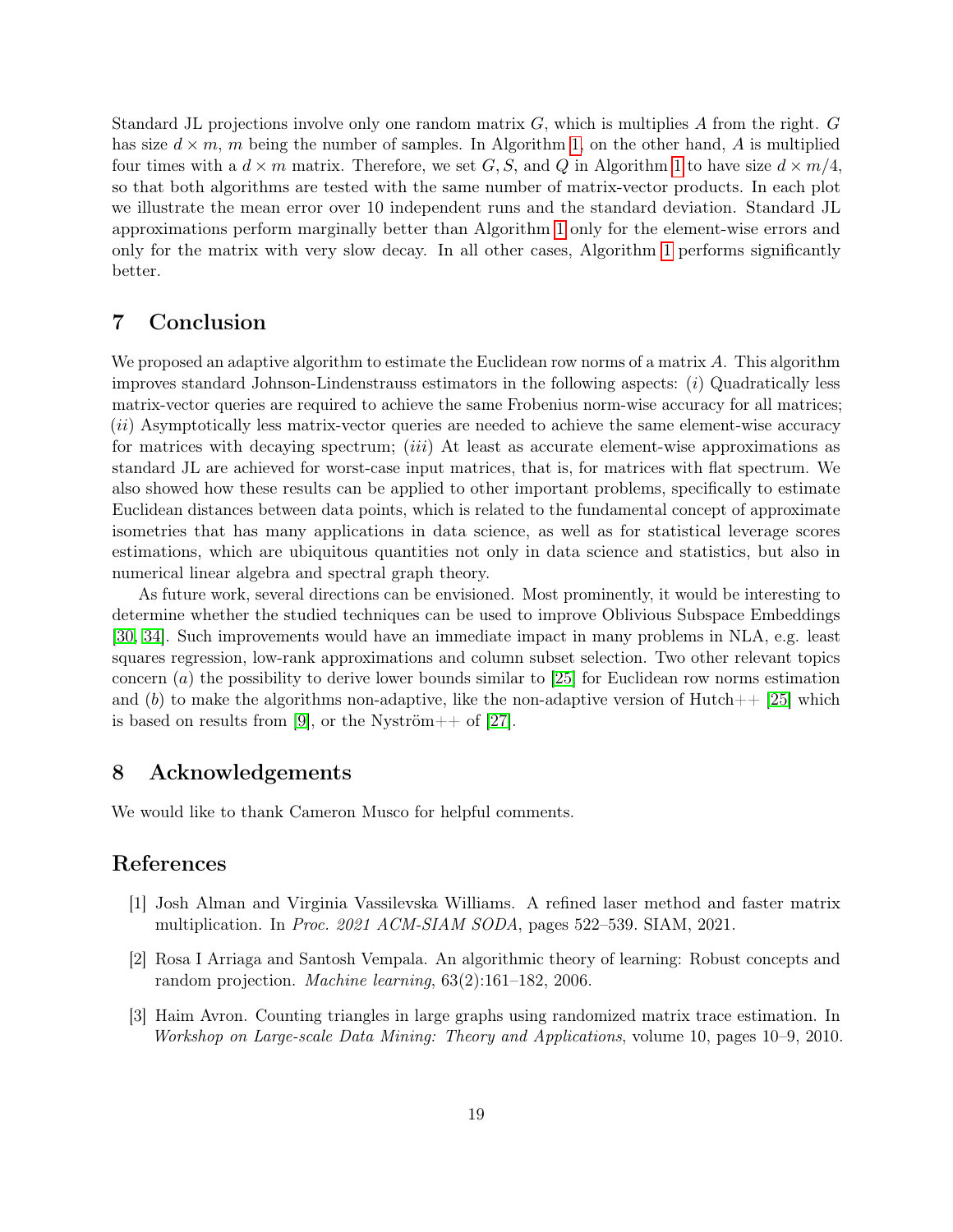Standard JL projections involve only one random matrix $G$, which is multiplies $A$ from the right. $G$ has size $d \times m$, $m$ being the number of samples. In Algorithm 1, on the other hand, $A$ is multiplied four times with a $d \times m$ matrix. Therefore, we set $G, S$, and $Q$ in Algorithm 1 to have size $d \times m/4$, so that both algorithms are tested with the same number of matrix-vector products. In each plot we illustrate the mean error over 10 independent runs and the standard deviation. Standard JL approximations perform marginally better than Algorithm 1 only for the element-wise errors and only for the matrix with very slow decay. In all other cases, Algorithm 1 performs significantly better.

## 7 Conclusion

We proposed an adaptive algorithm to estimate the Euclidean row norms of a matrix $A$. This algorithm improves standard Johnson-Lindenstrauss estimators in the following aspects: ($i$) Quadratically less matrix-vector queries are required to achieve the same Frobenius norm-wise accuracy for all matrices; ($ii$) Asymptotically less matrix-vector queries are needed to achieve the same element-wise accuracy for matrices with decaying spectrum; ($iii$) At least as accurate element-wise approximations as standard JL are achieved for worst-case input matrices, that is, for matrices with flat spectrum. We also showed how these results can be applied to other important problems, specifically to estimate Euclidean distances between data points, which is related to the fundamental concept of approximate isometries that has many applications in data science, as well as for statistical leverage scores estimations, which are ubiquitous quantities not only in data science and statistics, but also in numerical linear algebra and spectral graph theory.

As future work, several directions can be envisioned. Most prominently, it would be interesting to determine whether the studied techniques can be used to improve Oblivious Subspace Embeddings [30, 34]. Such improvements would have an immediate impact in many problems in NLA, e.g. least squares regression, low-rank approximations and column subset selection. Two other relevant topics concern ($a$) the possibility to derive lower bounds similar to [25] for Euclidean row norms estimation and ($b$) to make the algorithms non-adaptive, like the non-adaptive version of Hutch++ [25] which is based on results from [9], or the Nyström++ of [27].

## 8 Acknowledgements

We would like to thank Cameron Musco for helpful comments.

## References

[1] Josh Alman and Virginia Vassilevska Williams. A refined laser method and faster matrix multiplication. In *Proc. 2021 ACM-SIAM SODA*, pages 522–539. SIAM, 2021.

[2] Rosa I Arriaga and Santosh Vempala. An algorithmic theory of learning: Robust concepts and random projection. *Machine learning*, 63(2):161–182, 2006.

[3] Haim Avron. Counting triangles in large graphs using randomized matrix trace estimation. In *Workshop on Large-scale Data Mining: Theory and Applications*, volume 10, pages 10–9, 2010.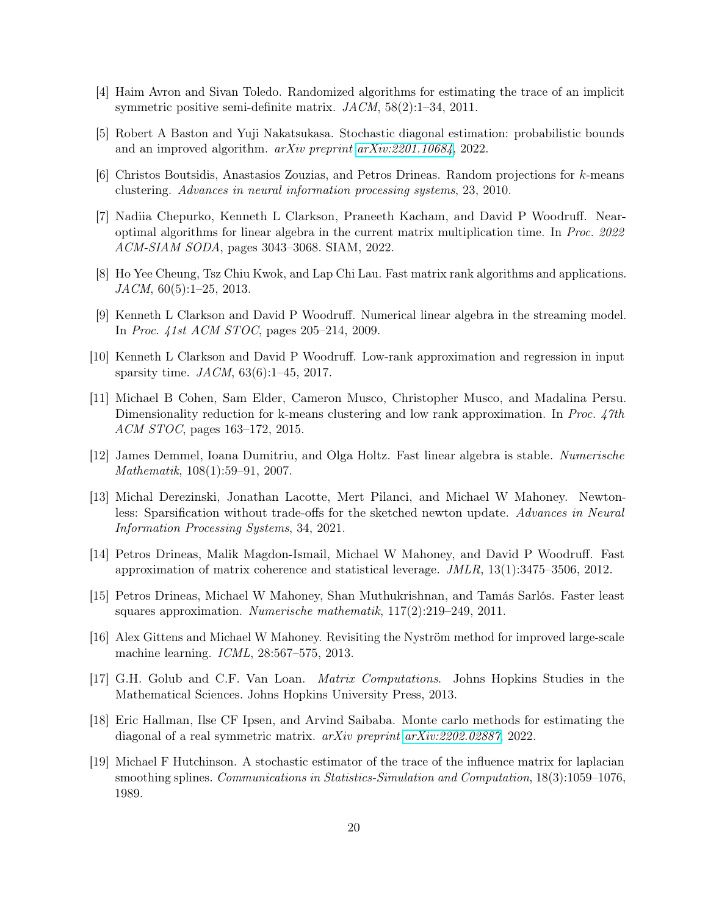[4] Haim Avron and Sivan Toledo. Randomized algorithms for estimating the trace of an implicit symmetric positive semi-definite matrix. *JACM*, 58(2):1–34, 2011.

[5] Robert A Baston and Yuji Nakatsukasa. Stochastic diagonal estimation: probabilistic bounds and an improved algorithm. *arXiv preprint arXiv:2201.10684*, 2022.

[6] Christos Boutsidis, Anastasios Zouzias, and Petros Drineas. Random projections for $k$-means clustering. *Advances in neural information processing systems*, 23, 2010.

[7] Nadiia Chepurko, Kenneth L Clarkson, Praneeth Kacham, and David P Woodruff. Near-optimal algorithms for linear algebra in the current matrix multiplication time. In *Proc. 2022 ACM-SIAM SODA*, pages 3043–3068. SIAM, 2022.

[8] Ho Yee Cheung, Tsz Chiu Kwok, and Lap Chi Lau. Fast matrix rank algorithms and applications. *JACM*, 60(5):1–25, 2013.

[9] Kenneth L Clarkson and David P Woodruff. Numerical linear algebra in the streaming model. In *Proc. 41st ACM STOC*, pages 205–214, 2009.

[10] Kenneth L Clarkson and David P Woodruff. Low-rank approximation and regression in input sparsity time. *JACM*, 63(6):1–45, 2017.

[11] Michael B Cohen, Sam Elder, Cameron Musco, Christopher Musco, and Madalina Persu. Dimensionality reduction for k-means clustering and low rank approximation. In *Proc. 47th ACM STOC*, pages 163–172, 2015.

[12] James Demmel, Ioana Dumitriu, and Olga Holtz. Fast linear algebra is stable. *Numerische Mathematik*, 108(1):59–91, 2007.

[13] Michal Derezinski, Jonathan Lacotte, Mert Pilanci, and Michael W Mahoney. Newton-less: Sparsification without trade-offs for the sketched newton update. *Advances in Neural Information Processing Systems*, 34, 2021.

[14] Petros Drineas, Malik Magdon-Ismail, Michael W Mahoney, and David P Woodruff. Fast approximation of matrix coherence and statistical leverage. *JMLR*, 13(1):3475–3506, 2012.

[15] Petros Drineas, Michael W Mahoney, Shan Muthukrishnan, and Tamás Sarlós. Faster least squares approximation. *Numerische mathematik*, 117(2):219–249, 2011.

[16] Alex Gittens and Michael W Mahoney. Revisiting the Nyström method for improved large-scale machine learning. *ICML*, 28:567–575, 2013.

[17] G.H. Golub and C.F. Van Loan. *Matrix Computations*. Johns Hopkins Studies in the Mathematical Sciences. Johns Hopkins University Press, 2013.

[18] Eric Hallman, Ilse CF Ipsen, and Arvind Saibaba. Monte carlo methods for estimating the diagonal of a real symmetric matrix. *arXiv preprint arXiv:2202.02887*, 2022.

[19] Michael F Hutchinson. A stochastic estimator of the trace of the influence matrix for laplacian smoothing splines. *Communications in Statistics-Simulation and Computation*, 18(3):1059–1076, 1989.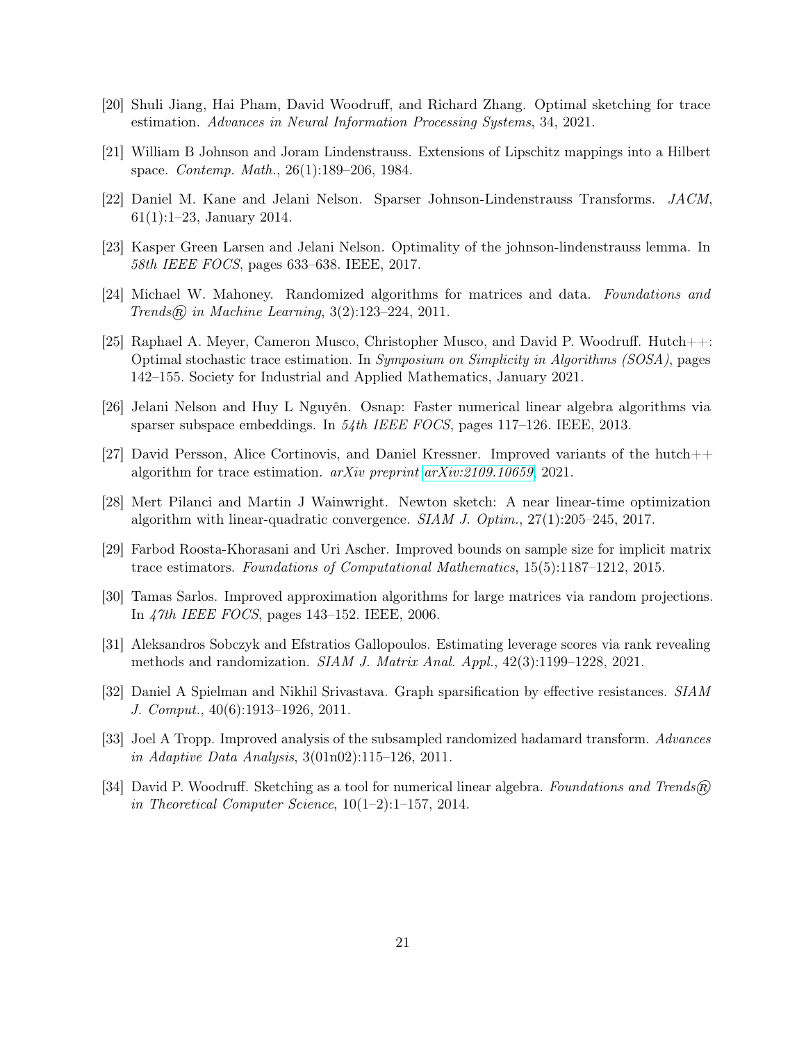[20] Shuli Jiang, Hai Pham, David Woodruff, and Richard Zhang. Optimal sketching for trace estimation. *Advances in Neural Information Processing Systems*, 34, 2021.

[21] William B Johnson and Joram Lindenstrauss. Extensions of Lipschitz mappings into a Hilbert space. *Contemp. Math.*, 26(1):189–206, 1984.

[22] Daniel M. Kane and Jelani Nelson. Sparser Johnson-Lindenstrauss Transforms. *JACM*, 61(1):1–23, January 2014.

[23] Kasper Green Larsen and Jelani Nelson. Optimality of the johnson-lindenstrauss lemma. In *58th IEEE FOCS*, pages 633–638. IEEE, 2017.

[24] Michael W. Mahoney. Randomized algorithms for matrices and data. *Foundations and Trends® in Machine Learning*, 3(2):123–224, 2011.

[25] Raphael A. Meyer, Cameron Musco, Christopher Musco, and David P. Woodruff. Hutch++: Optimal stochastic trace estimation. In *Symposium on Simplicity in Algorithms (SOSA)*, pages 142–155. Society for Industrial and Applied Mathematics, January 2021.

[26] Jelani Nelson and Huy L Nguyên. Osnap: Faster numerical linear algebra algorithms via sparser subspace embeddings. In *54th IEEE FOCS*, pages 117–126. IEEE, 2013.

[27] David Persson, Alice Cortinovis, and Daniel Kressner. Improved variants of the hutch++ algorithm for trace estimation. *arXiv preprint* arXiv:2109.10659, 2021.

[28] Mert Pilanci and Martin J Wainwright. Newton sketch: A near linear-time optimization algorithm with linear-quadratic convergence. *SIAM J. Optim.*, 27(1):205–245, 2017.

[29] Farbod Roosta-Khorasani and Uri Ascher. Improved bounds on sample size for implicit matrix trace estimators. *Foundations of Computational Mathematics*, 15(5):1187–1212, 2015.

[30] Tamas Sarlos. Improved approximation algorithms for large matrices via random projections. In *47th IEEE FOCS*, pages 143–152. IEEE, 2006.

[31] Aleksandros Sobczyk and Efstratios Gallopoulos. Estimating leverage scores via rank revealing methods and randomization. *SIAM J. Matrix Anal. Appl.*, 42(3):1199–1228, 2021.

[32] Daniel A Spielman and Nikhil Srivastava. Graph sparsification by effective resistances. *SIAM J. Comput.*, 40(6):1913–1926, 2011.

[33] Joel A Tropp. Improved analysis of the subsampled randomized hadamard transform. *Advances in Adaptive Data Analysis*, 3(01n02):115–126, 2011.

[34] David P. Woodruff. Sketching as a tool for numerical linear algebra. *Foundations and Trends® in Theoretical Computer Science*, 10(1–2):1–157, 2014.